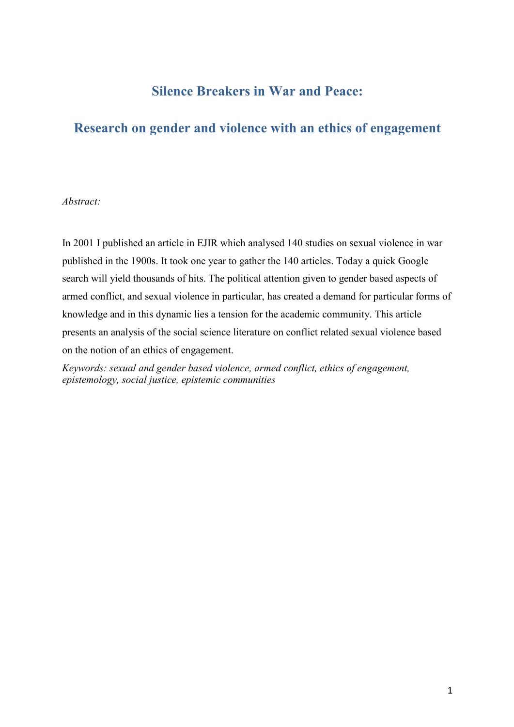# Silence Breakers in War and Peace:

# Research on gender and violence with an ethics of engagement

*Abstract:*

In 2001 I published an article in EJIR which analysed 140 studies on sexual violence in war published in the 1900s. It took one year to gather the 140 articles. Today a quick Google search will yield thousands of hits. The political attention given to gender based aspects of armed conflict, and sexual violence in particular, has created a demand for particular forms of knowledge and in this dynamic lies a tension for the academic community. This article presents an analysis of the social science literature on conflict related sexual violence based on the notion of an ethics of engagement.

*Keywords: sexual and gender based violence, armed conflict, ethics of engagement, epistemology, social justice, epistemic communities*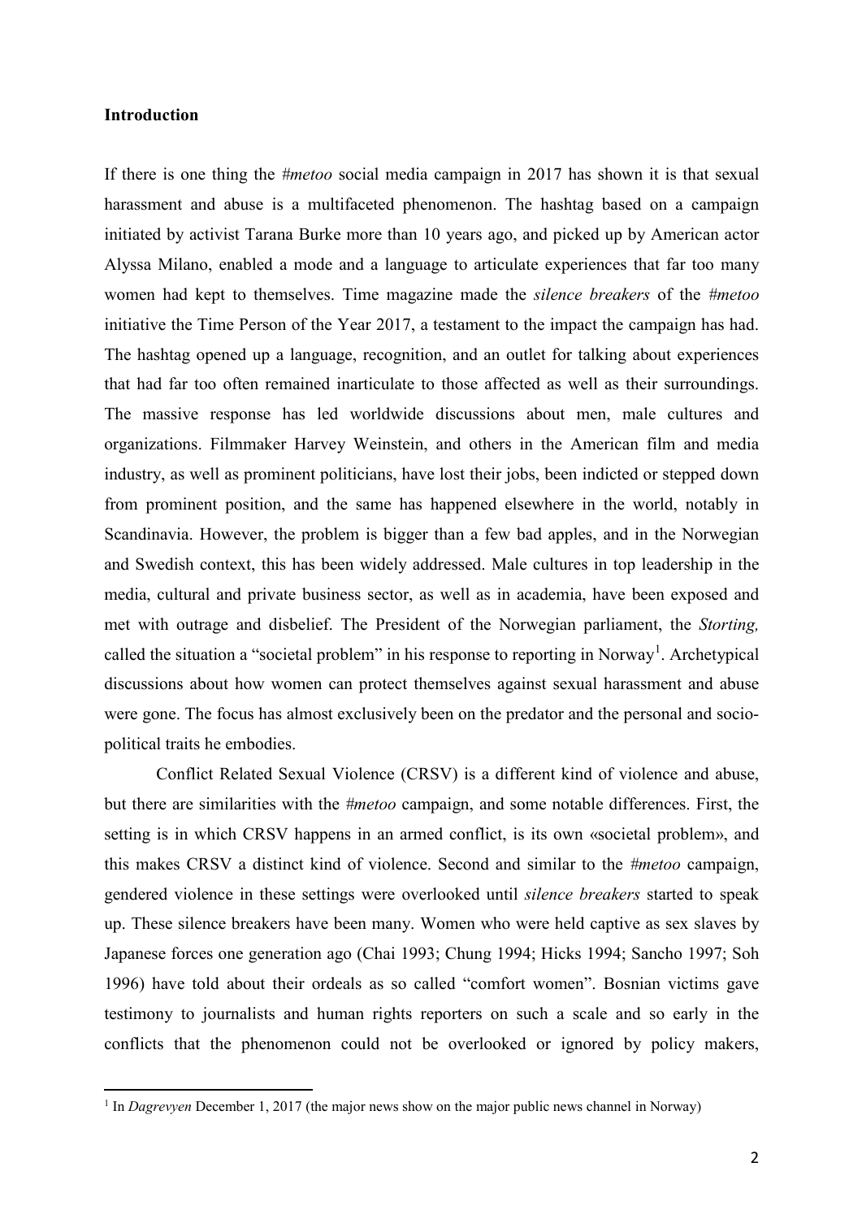## Introduction

If there is one thing the *#metoo* social media campaign in 2017 has shown it is that sexual harassment and abuse is a multifaceted phenomenon. The hashtag based on a campaign initiated by activist Tarana Burke more than 10 years ago, and picked up by American actor Alyssa Milano, enabled a mode and a language to articulate experiences that far too many women had kept to themselves. Time magazine made the *silence breakers* of the *#metoo* initiative the Time Person of the Year 2017, a testament to the impact the campaign has had. The hashtag opened up a language, recognition, and an outlet for talking about experiences that had far too often remained inarticulate to those affected as well as their surroundings. The massive response has led worldwide discussions about men, male cultures and organizations. Filmmaker Harvey Weinstein, and others in the American film and media industry, as well as prominent politicians, have lost their jobs, been indicted or stepped down from prominent position, and the same has happened elsewhere in the world, notably in Scandinavia. However, the problem is bigger than a few bad apples, and in the Norwegian and Swedish context, this has been widely addressed. Male cultures in top leadership in the media, cultural and private business sector, as well as in academia, have been exposed and met with outrage and disbelief. The President of the Norwegian parliament, the *Storting,* called the situation a "societal problem" in his response to reporting in Norway[1]. Archetypical discussions about how women can protect themselves against sexual harassment and abuse were gone. The focus has almost exclusively been on the predator and the personal and socio-political traits he embodies.

Conflict Related Sexual Violence (CRSV) is a different kind of violence and abuse, but there are similarities with the *#metoo* campaign, and some notable differences. First, the setting is in which CRSV happens in an armed conflict, is its own «societal problem», and this makes CRSV a distinct kind of violence. Second and similar to the *#metoo* campaign, gendered violence in these settings were overlooked until *silence breakers* started to speak up. These silence breakers have been many. Women who were held captive as sex slaves by Japanese forces one generation ago (Chai 1993; Chung 1994; Hicks 1994; Sancho 1997; Soh 1996) have told about their ordeals as so called "comfort women". Bosnian victims gave testimony to journalists and human rights reporters on such a scale and so early in the conflicts that the phenomenon could not be overlooked or ignored by policy makers,

[1] In *Dagrevyen* December 1, 2017 (the major news show on the major public news channel in Norway)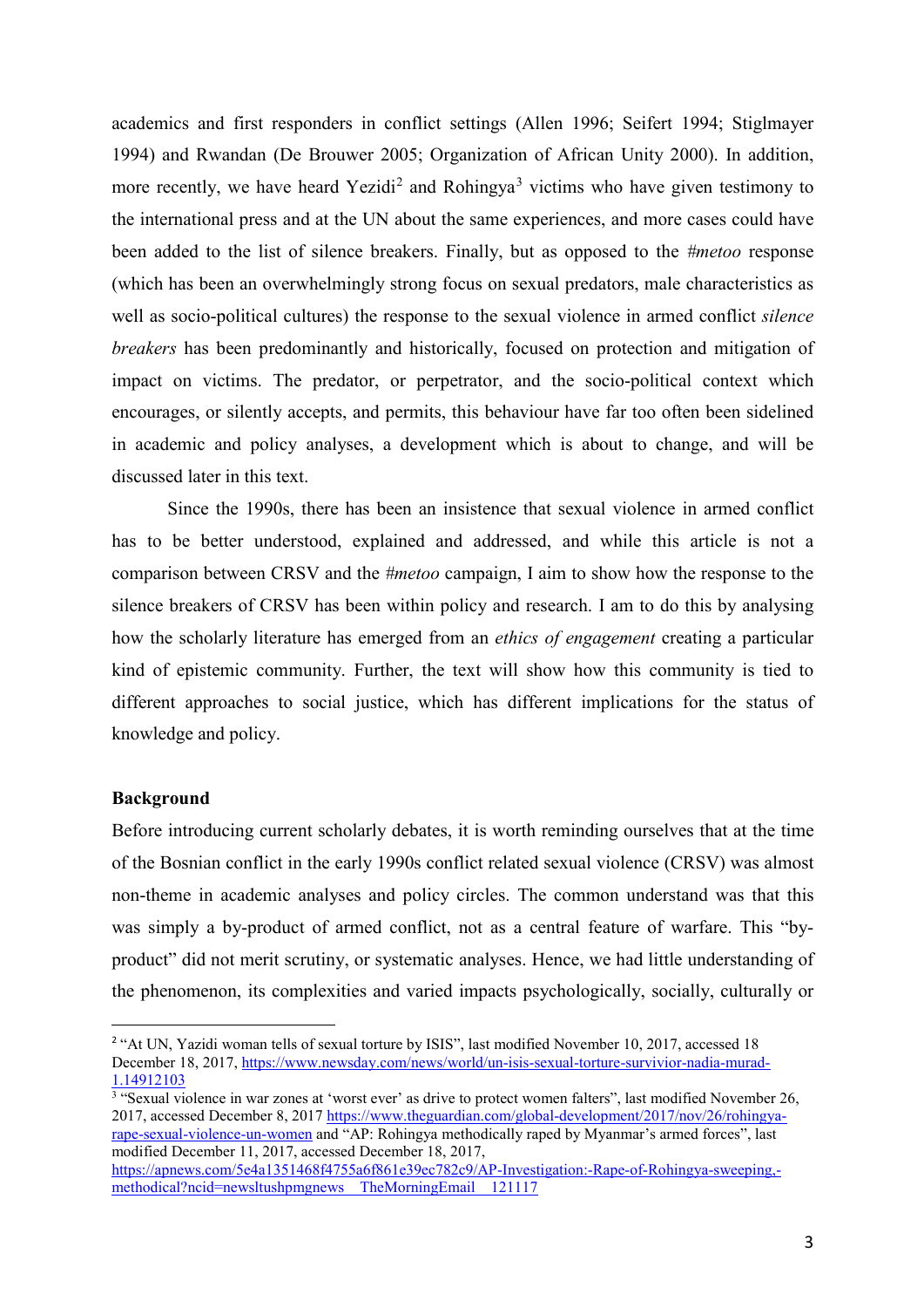academics and first responders in conflict settings (Allen 1996; Seifert 1994; Stiglmayer 1994) and Rwandan (De Brouwer 2005; Organization of African Unity 2000). In addition, more recently, we have heard Yezidi[2] and Rohingya[3] victims who have given testimony to the international press and at the UN about the same experiences, and more cases could have been added to the list of silence breakers. Finally, but as opposed to the *#metoo* response (which has been an overwhelmingly strong focus on sexual predators, male characteristics as well as socio-political cultures) the response to the sexual violence in armed conflict *silence breakers* has been predominantly and historically, focused on protection and mitigation of impact on victims. The predator, or perpetrator, and the socio-political context which encourages, or silently accepts, and permits, this behaviour have far too often been sidelined in academic and policy analyses, a development which is about to change, and will be discussed later in this text.

Since the 1990s, there has been an insistence that sexual violence in armed conflict has to be better understood, explained and addressed, and while this article is not a comparison between CRSV and the *#metoo* campaign, I aim to show how the response to the silence breakers of CRSV has been within policy and research. I am to do this by analysing how the scholarly literature has emerged from an *ethics of engagement* creating a particular kind of epistemic community. Further, the text will show how this community is tied to different approaches to social justice, which has different implications for the status of knowledge and policy.

**Background**

Before introducing current scholarly debates, it is worth reminding ourselves that at the time of the Bosnian conflict in the early 1990s conflict related sexual violence (CRSV) was almost non-theme in academic analyses and policy circles. The common understand was that this was simply a by-product of armed conflict, not as a central feature of warfare. This "by-product" did not merit scrutiny, or systematic analyses. Hence, we had little understanding of the phenomenon, its complexities and varied impacts psychologically, socially, culturally or

---

[2] "At UN, Yazidi woman tells of sexual torture by ISIS", last modified November 10, 2017, accessed 18 December 18, 2017, https://www.newsday.com/news/world/un-isis-sexual-torture-survivior-nadia-murad-1.14912103

[3] "Sexual violence in war zones at 'worst ever' as drive to protect women falters", last modified November 26, 2017, accessed December 8, 2017 https://www.theguardian.com/global-development/2017/nov/26/rohingya-rape-sexual-violence-un-women and "AP: Rohingya methodically raped by Myanmar's armed forces", last modified December 11, 2017, accessed December 18, 2017, https://apnews.com/5e4a1351468f4755a6f861e39ec782c9/AP-Investigation:-Rape-of-Rohingya-sweeping,-methodical?ncid=newsltushpmgnews__TheMorningEmail__121117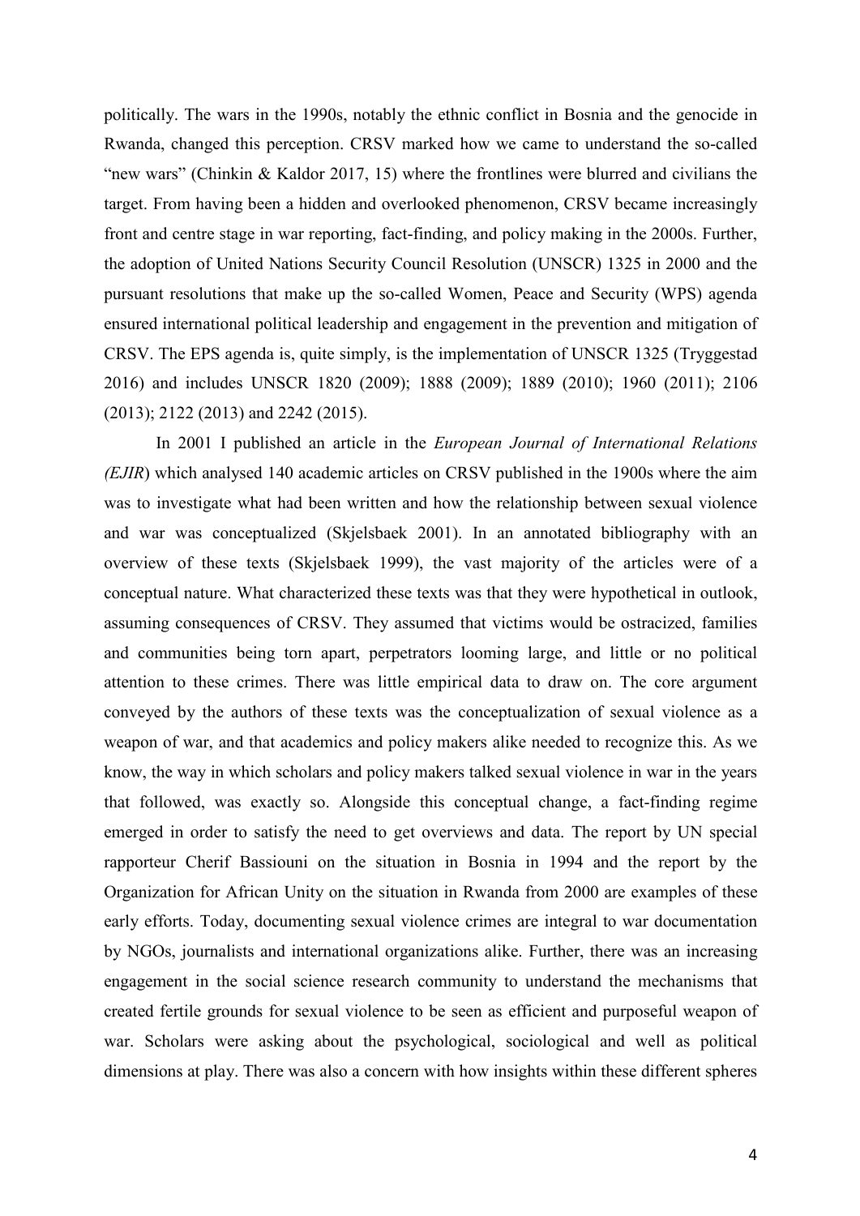politically. The wars in the 1990s, notably the ethnic conflict in Bosnia and the genocide in Rwanda, changed this perception. CRSV marked how we came to understand the so-called "new wars" (Chinkin & Kaldor 2017, 15) where the frontlines were blurred and civilians the target. From having been a hidden and overlooked phenomenon, CRSV became increasingly front and centre stage in war reporting, fact-finding, and policy making in the 2000s. Further, the adoption of United Nations Security Council Resolution (UNSCR) 1325 in 2000 and the pursuant resolutions that make up the so-called Women, Peace and Security (WPS) agenda ensured international political leadership and engagement in the prevention and mitigation of CRSV. The EPS agenda is, quite simply, is the implementation of UNSCR 1325 (Tryggestad 2016) and includes UNSCR 1820 (2009); 1888 (2009); 1889 (2010); 1960 (2011); 2106 (2013); 2122 (2013) and 2242 (2015).

In 2001 I published an article in the *European Journal of International Relations (EJIR*) which analysed 140 academic articles on CRSV published in the 1900s where the aim was to investigate what had been written and how the relationship between sexual violence and war was conceptualized (Skjelsbaek 2001). In an annotated bibliography with an overview of these texts (Skjelsbaek 1999), the vast majority of the articles were of a conceptual nature. What characterized these texts was that they were hypothetical in outlook, assuming consequences of CRSV. They assumed that victims would be ostracized, families and communities being torn apart, perpetrators looming large, and little or no political attention to these crimes. There was little empirical data to draw on. The core argument conveyed by the authors of these texts was the conceptualization of sexual violence as a weapon of war, and that academics and policy makers alike needed to recognize this. As we know, the way in which scholars and policy makers talked sexual violence in war in the years that followed, was exactly so. Alongside this conceptual change, a fact-finding regime emerged in order to satisfy the need to get overviews and data. The report by UN special rapporteur Cherif Bassiouni on the situation in Bosnia in 1994 and the report by the Organization for African Unity on the situation in Rwanda from 2000 are examples of these early efforts. Today, documenting sexual violence crimes are integral to war documentation by NGOs, journalists and international organizations alike. Further, there was an increasing engagement in the social science research community to understand the mechanisms that created fertile grounds for sexual violence to be seen as efficient and purposeful weapon of war. Scholars were asking about the psychological, sociological and well as political dimensions at play. There was also a concern with how insights within these different spheres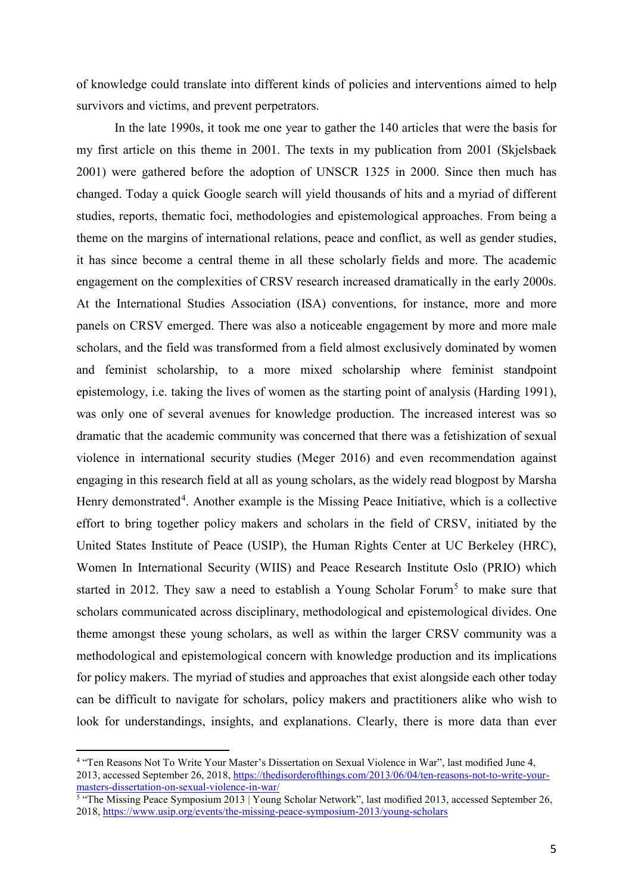of knowledge could translate into different kinds of policies and interventions aimed to help survivors and victims, and prevent perpetrators.

In the late 1990s, it took me one year to gather the 140 articles that were the basis for my first article on this theme in 2001. The texts in my publication from 2001 (Skjelsbaek 2001) were gathered before the adoption of UNSCR 1325 in 2000. Since then much has changed. Today a quick Google search will yield thousands of hits and a myriad of different studies, reports, thematic foci, methodologies and epistemological approaches. From being a theme on the margins of international relations, peace and conflict, as well as gender studies, it has since become a central theme in all these scholarly fields and more. The academic engagement on the complexities of CRSV research increased dramatically in the early 2000s. At the International Studies Association (ISA) conventions, for instance, more and more panels on CRSV emerged. There was also a noticeable engagement by more and more male scholars, and the field was transformed from a field almost exclusively dominated by women and feminist scholarship, to a more mixed scholarship where feminist standpoint epistemology, i.e. taking the lives of women as the starting point of analysis (Harding 1991), was only one of several avenues for knowledge production. The increased interest was so dramatic that the academic community was concerned that there was a fetishization of sexual violence in international security studies (Meger 2016) and even recommendation against engaging in this research field at all as young scholars, as the widely read blogpost by Marsha Henry demonstrated[4]. Another example is the Missing Peace Initiative, which is a collective effort to bring together policy makers and scholars in the field of CRSV, initiated by the United States Institute of Peace (USIP), the Human Rights Center at UC Berkeley (HRC), Women In International Security (WIIS) and Peace Research Institute Oslo (PRIO) which started in 2012. They saw a need to establish a Young Scholar Forum[5] to make sure that scholars communicated across disciplinary, methodological and epistemological divides. One theme amongst these young scholars, as well as within the larger CRSV community was a methodological and epistemological concern with knowledge production and its implications for policy makers. The myriad of studies and approaches that exist alongside each other today can be difficult to navigate for scholars, policy makers and practitioners alike who wish to look for understandings, insights, and explanations. Clearly, there is more data than ever

---

[4] "Ten Reasons Not To Write Your Master's Dissertation on Sexual Violence in War", last modified June 4, 2013, accessed September 26, 2018, https://thedisorderofthings.com/2013/06/04/ten-reasons-not-to-write-your-masters-dissertation-on-sexual-violence-in-war/

[5] "The Missing Peace Symposium 2013 | Young Scholar Network", last modified 2013, accessed September 26, 2018, https://www.usip.org/events/the-missing-peace-symposium-2013/young-scholars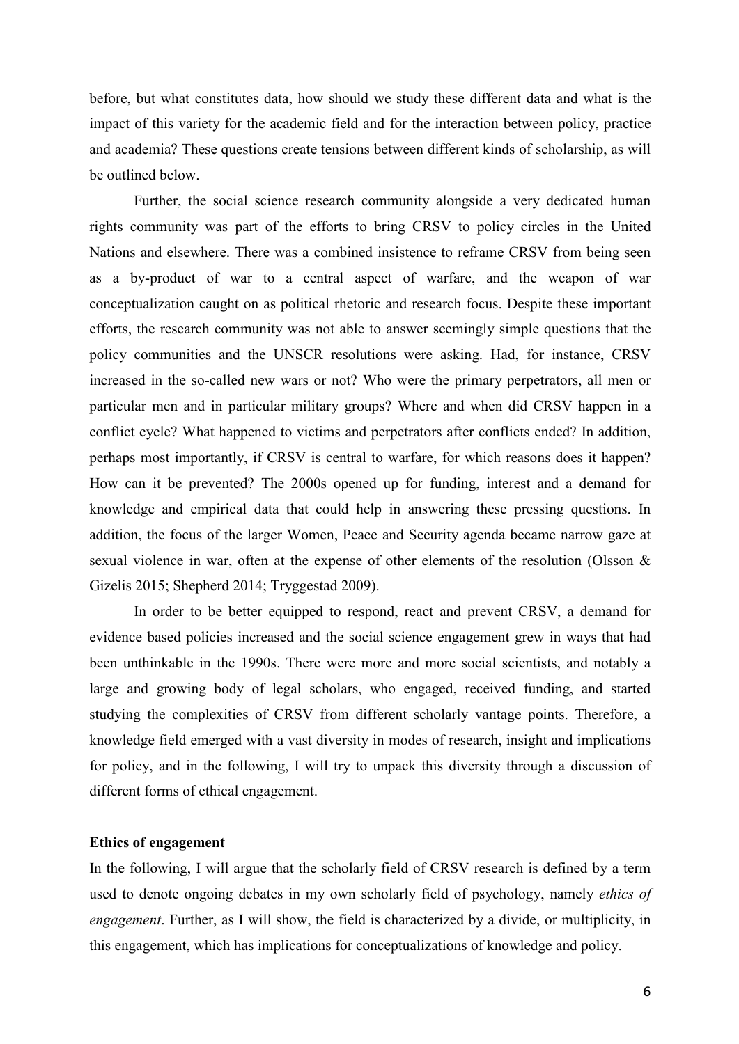before, but what constitutes data, how should we study these different data and what is the impact of this variety for the academic field and for the interaction between policy, practice and academia? These questions create tensions between different kinds of scholarship, as will be outlined below.

Further, the social science research community alongside a very dedicated human rights community was part of the efforts to bring CRSV to policy circles in the United Nations and elsewhere. There was a combined insistence to reframe CRSV from being seen as a by-product of war to a central aspect of warfare, and the weapon of war conceptualization caught on as political rhetoric and research focus. Despite these important efforts, the research community was not able to answer seemingly simple questions that the policy communities and the UNSCR resolutions were asking. Had, for instance, CRSV increased in the so-called new wars or not? Who were the primary perpetrators, all men or particular men and in particular military groups? Where and when did CRSV happen in a conflict cycle? What happened to victims and perpetrators after conflicts ended? In addition, perhaps most importantly, if CRSV is central to warfare, for which reasons does it happen? How can it be prevented? The 2000s opened up for funding, interest and a demand for knowledge and empirical data that could help in answering these pressing questions. In addition, the focus of the larger Women, Peace and Security agenda became narrow gaze at sexual violence in war, often at the expense of other elements of the resolution (Olsson & Gizelis 2015; Shepherd 2014; Tryggestad 2009).

In order to be better equipped to respond, react and prevent CRSV, a demand for evidence based policies increased and the social science engagement grew in ways that had been unthinkable in the 1990s. There were more and more social scientists, and notably a large and growing body of legal scholars, who engaged, received funding, and started studying the complexities of CRSV from different scholarly vantage points. Therefore, a knowledge field emerged with a vast diversity in modes of research, insight and implications for policy, and in the following, I will try to unpack this diversity through a discussion of different forms of ethical engagement.

**Ethics of engagement**

In the following, I will argue that the scholarly field of CRSV research is defined by a term used to denote ongoing debates in my own scholarly field of psychology, namely *ethics of engagement*. Further, as I will show, the field is characterized by a divide, or multiplicity, in this engagement, which has implications for conceptualizations of knowledge and policy.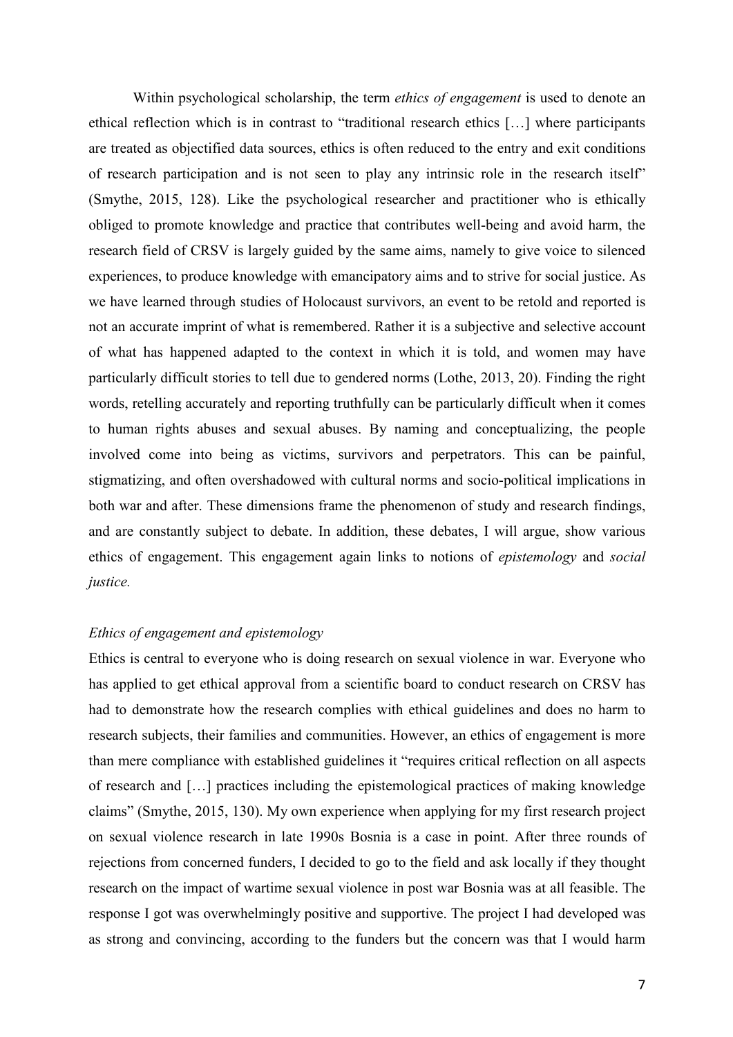Within psychological scholarship, the term *ethics of engagement* is used to denote an ethical reflection which is in contrast to "traditional research ethics […] where participants are treated as objectified data sources, ethics is often reduced to the entry and exit conditions of research participation and is not seen to play any intrinsic role in the research itself" (Smythe, 2015, 128). Like the psychological researcher and practitioner who is ethically obliged to promote knowledge and practice that contributes well-being and avoid harm, the research field of CRSV is largely guided by the same aims, namely to give voice to silenced experiences, to produce knowledge with emancipatory aims and to strive for social justice. As we have learned through studies of Holocaust survivors, an event to be retold and reported is not an accurate imprint of what is remembered. Rather it is a subjective and selective account of what has happened adapted to the context in which it is told, and women may have particularly difficult stories to tell due to gendered norms (Lothe, 2013, 20). Finding the right words, retelling accurately and reporting truthfully can be particularly difficult when it comes to human rights abuses and sexual abuses. By naming and conceptualizing, the people involved come into being as victims, survivors and perpetrators. This can be painful, stigmatizing, and often overshadowed with cultural norms and socio-political implications in both war and after. These dimensions frame the phenomenon of study and research findings, and are constantly subject to debate. In addition, these debates, I will argue, show various ethics of engagement. This engagement again links to notions of *epistemology* and *social justice.*

*Ethics of engagement and epistemology*

Ethics is central to everyone who is doing research on sexual violence in war. Everyone who has applied to get ethical approval from a scientific board to conduct research on CRSV has had to demonstrate how the research complies with ethical guidelines and does no harm to research subjects, their families and communities. However, an ethics of engagement is more than mere compliance with established guidelines it "requires critical reflection on all aspects of research and […] practices including the epistemological practices of making knowledge claims" (Smythe, 2015, 130). My own experience when applying for my first research project on sexual violence research in late 1990s Bosnia is a case in point. After three rounds of rejections from concerned funders, I decided to go to the field and ask locally if they thought research on the impact of wartime sexual violence in post war Bosnia was at all feasible. The response I got was overwhelmingly positive and supportive. The project I had developed was as strong and convincing, according to the funders but the concern was that I would harm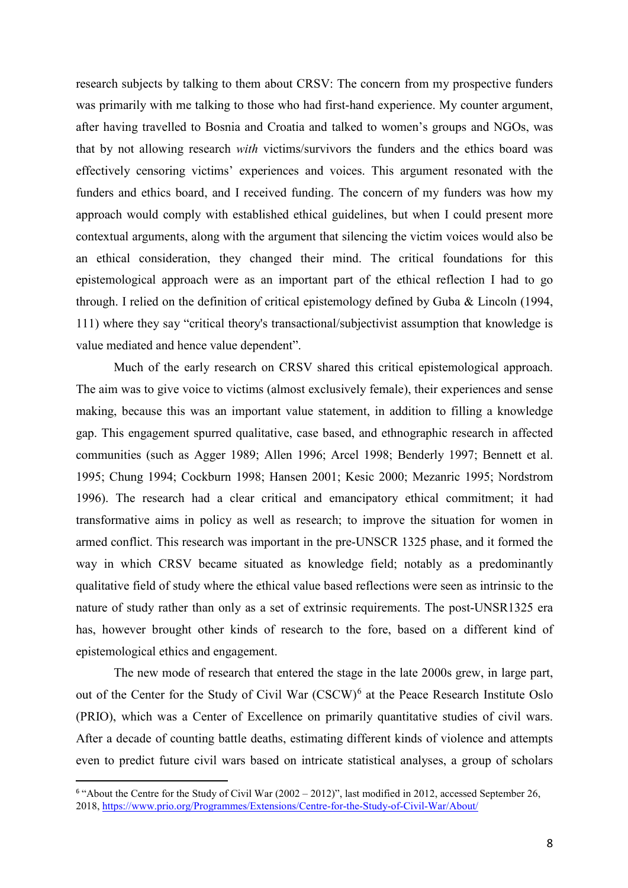research subjects by talking to them about CRSV: The concern from my prospective funders was primarily with me talking to those who had first-hand experience. My counter argument, after having travelled to Bosnia and Croatia and talked to women's groups and NGOs, was that by not allowing research *with* victims/survivors the funders and the ethics board was effectively censoring victims' experiences and voices. This argument resonated with the funders and ethics board, and I received funding. The concern of my funders was how my approach would comply with established ethical guidelines, but when I could present more contextual arguments, along with the argument that silencing the victim voices would also be an ethical consideration, they changed their mind. The critical foundations for this epistemological approach were as an important part of the ethical reflection I had to go through. I relied on the definition of critical epistemology defined by Guba & Lincoln (1994, 111) where they say "critical theory's transactional/subjectivist assumption that knowledge is value mediated and hence value dependent".

Much of the early research on CRSV shared this critical epistemological approach. The aim was to give voice to victims (almost exclusively female), their experiences and sense making, because this was an important value statement, in addition to filling a knowledge gap. This engagement spurred qualitative, case based, and ethnographic research in affected communities (such as Agger 1989; Allen 1996; Arcel 1998; Benderly 1997; Bennett et al. 1995; Chung 1994; Cockburn 1998; Hansen 2001; Kesic 2000; Mezanric 1995; Nordstrom 1996). The research had a clear critical and emancipatory ethical commitment; it had transformative aims in policy as well as research; to improve the situation for women in armed conflict. This research was important in the pre-UNSCR 1325 phase, and it formed the way in which CRSV became situated as knowledge field; notably as a predominantly qualitative field of study where the ethical value based reflections were seen as intrinsic to the nature of study rather than only as a set of extrinsic requirements. The post-UNSR1325 era has, however brought other kinds of research to the fore, based on a different kind of epistemological ethics and engagement.

The new mode of research that entered the stage in the late 2000s grew, in large part, out of the Center for the Study of Civil War (CSCW)[6] at the Peace Research Institute Oslo (PRIO), which was a Center of Excellence on primarily quantitative studies of civil wars. After a decade of counting battle deaths, estimating different kinds of violence and attempts even to predict future civil wars based on intricate statistical analyses, a group of scholars

[6] "About the Centre for the Study of Civil War (2002 – 2012)", last modified in 2012, accessed September 26, 2018, https://www.prio.org/Programmes/Extensions/Centre-for-the-Study-of-Civil-War/About/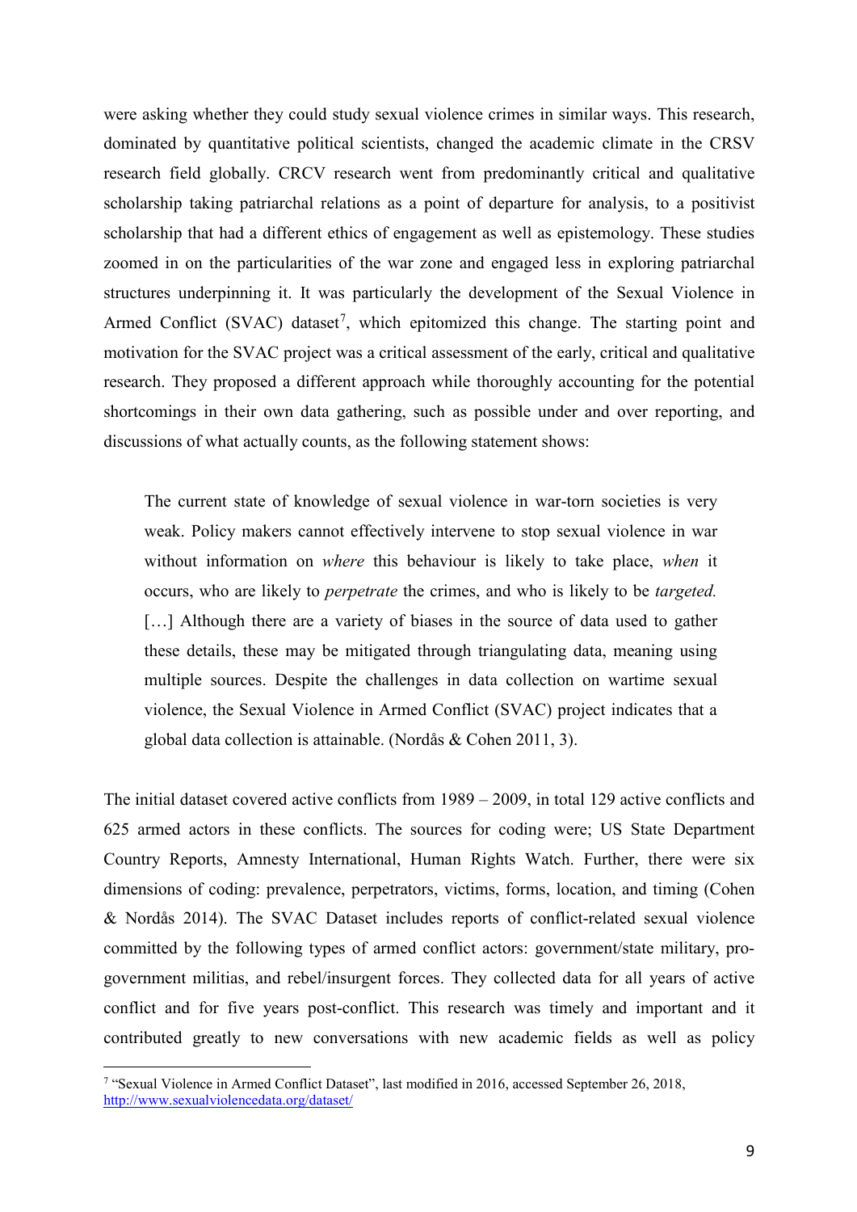were asking whether they could study sexual violence crimes in similar ways. This research, dominated by quantitative political scientists, changed the academic climate in the CRSV research field globally. CRCV research went from predominantly critical and qualitative scholarship taking patriarchal relations as a point of departure for analysis, to a positivist scholarship that had a different ethics of engagement as well as epistemology. These studies zoomed in on the particularities of the war zone and engaged less in exploring patriarchal structures underpinning it. It was particularly the development of the Sexual Violence in Armed Conflict (SVAC) dataset[7], which epitomized this change. The starting point and motivation for the SVAC project was a critical assessment of the early, critical and qualitative research. They proposed a different approach while thoroughly accounting for the potential shortcomings in their own data gathering, such as possible under and over reporting, and discussions of what actually counts, as the following statement shows:

> The current state of knowledge of sexual violence in war-torn societies is very weak. Policy makers cannot effectively intervene to stop sexual violence in war without information on *where* this behaviour is likely to take place, *when* it occurs, who are likely to *perpetrate* the crimes, and who is likely to be *targeted.* […] Although there are a variety of biases in the source of data used to gather these details, these may be mitigated through triangulating data, meaning using multiple sources. Despite the challenges in data collection on wartime sexual violence, the Sexual Violence in Armed Conflict (SVAC) project indicates that a global data collection is attainable. (Nordås & Cohen 2011, 3).

The initial dataset covered active conflicts from 1989 – 2009, in total 129 active conflicts and 625 armed actors in these conflicts. The sources for coding were; US State Department Country Reports, Amnesty International, Human Rights Watch. Further, there were six dimensions of coding: prevalence, perpetrators, victims, forms, location, and timing (Cohen & Nordås 2014). The SVAC Dataset includes reports of conflict-related sexual violence committed by the following types of armed conflict actors: government/state military, pro-government militias, and rebel/insurgent forces. They collected data for all years of active conflict and for five years post-conflict. This research was timely and important and it contributed greatly to new conversations with new academic fields as well as policy

[7] "Sexual Violence in Armed Conflict Dataset", last modified in 2016, accessed September 26, 2018, http://www.sexualviolencedata.org/dataset/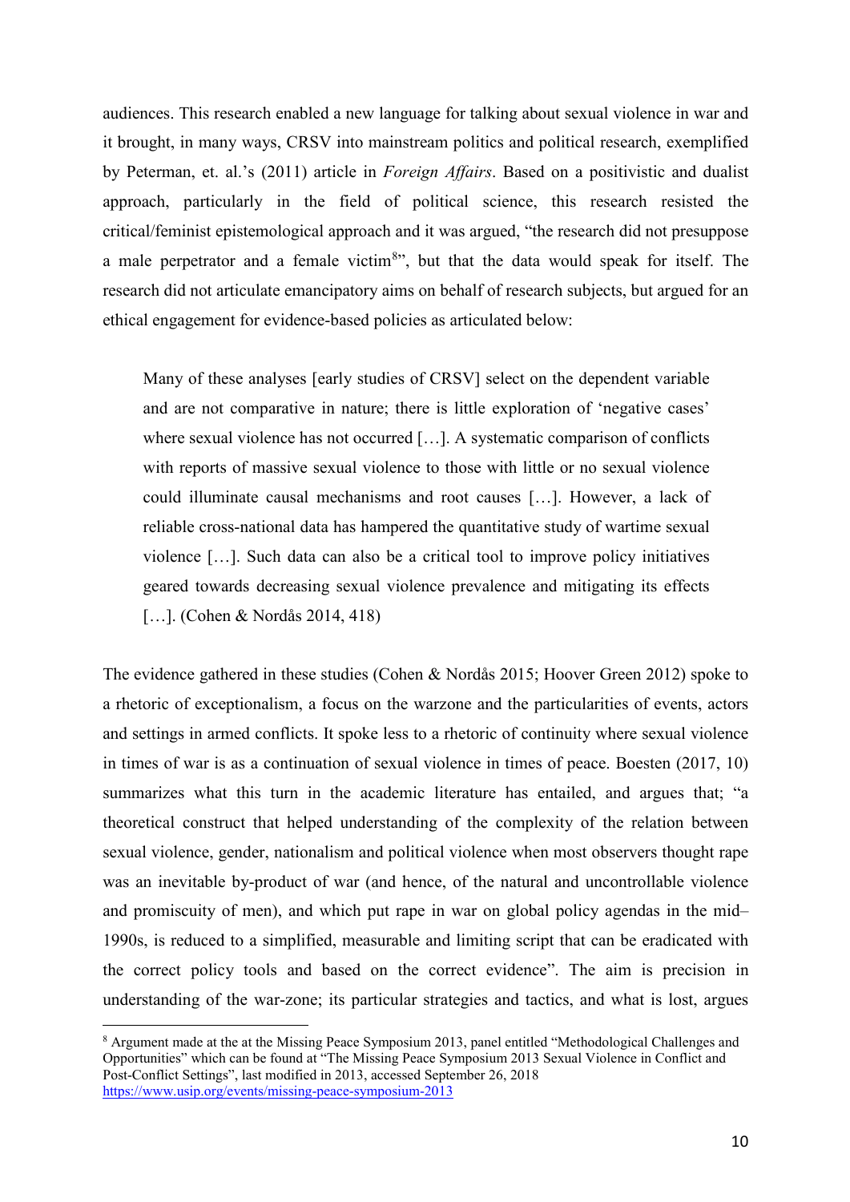audiences. This research enabled a new language for talking about sexual violence in war and it brought, in many ways, CRSV into mainstream politics and political research, exemplified by Peterman, et. al.'s (2011) article in *Foreign Affairs*. Based on a positivistic and dualist approach, particularly in the field of political science, this research resisted the critical/feminist epistemological approach and it was argued, "the research did not presuppose a male perpetrator and a female victim[8]", but that the data would speak for itself. The research did not articulate emancipatory aims on behalf of research subjects, but argued for an ethical engagement for evidence-based policies as articulated below:

> Many of these analyses [early studies of CRSV] select on the dependent variable and are not comparative in nature; there is little exploration of 'negative cases' where sexual violence has not occurred […]. A systematic comparison of conflicts with reports of massive sexual violence to those with little or no sexual violence could illuminate causal mechanisms and root causes […]. However, a lack of reliable cross-national data has hampered the quantitative study of wartime sexual violence […]. Such data can also be a critical tool to improve policy initiatives geared towards decreasing sexual violence prevalence and mitigating its effects […]. (Cohen & Nordås 2014, 418)

The evidence gathered in these studies (Cohen & Nordås 2015; Hoover Green 2012) spoke to a rhetoric of exceptionalism, a focus on the warzone and the particularities of events, actors and settings in armed conflicts. It spoke less to a rhetoric of continuity where sexual violence in times of war is as a continuation of sexual violence in times of peace. Boesten (2017, 10) summarizes what this turn in the academic literature has entailed, and argues that; "a theoretical construct that helped understanding of the complexity of the relation between sexual violence, gender, nationalism and political violence when most observers thought rape was an inevitable by-product of war (and hence, of the natural and uncontrollable violence and promiscuity of men), and which put rape in war on global policy agendas in the mid–1990s, is reduced to a simplified, measurable and limiting script that can be eradicated with the correct policy tools and based on the correct evidence". The aim is precision in understanding of the war-zone; its particular strategies and tactics, and what is lost, argues

---

[8] Argument made at the at the Missing Peace Symposium 2013, panel entitled "Methodological Challenges and Opportunities" which can be found at "The Missing Peace Symposium 2013 Sexual Violence in Conflict and Post-Conflict Settings", last modified in 2013, accessed September 26, 2018 https://www.usip.org/events/missing-peace-symposium-2013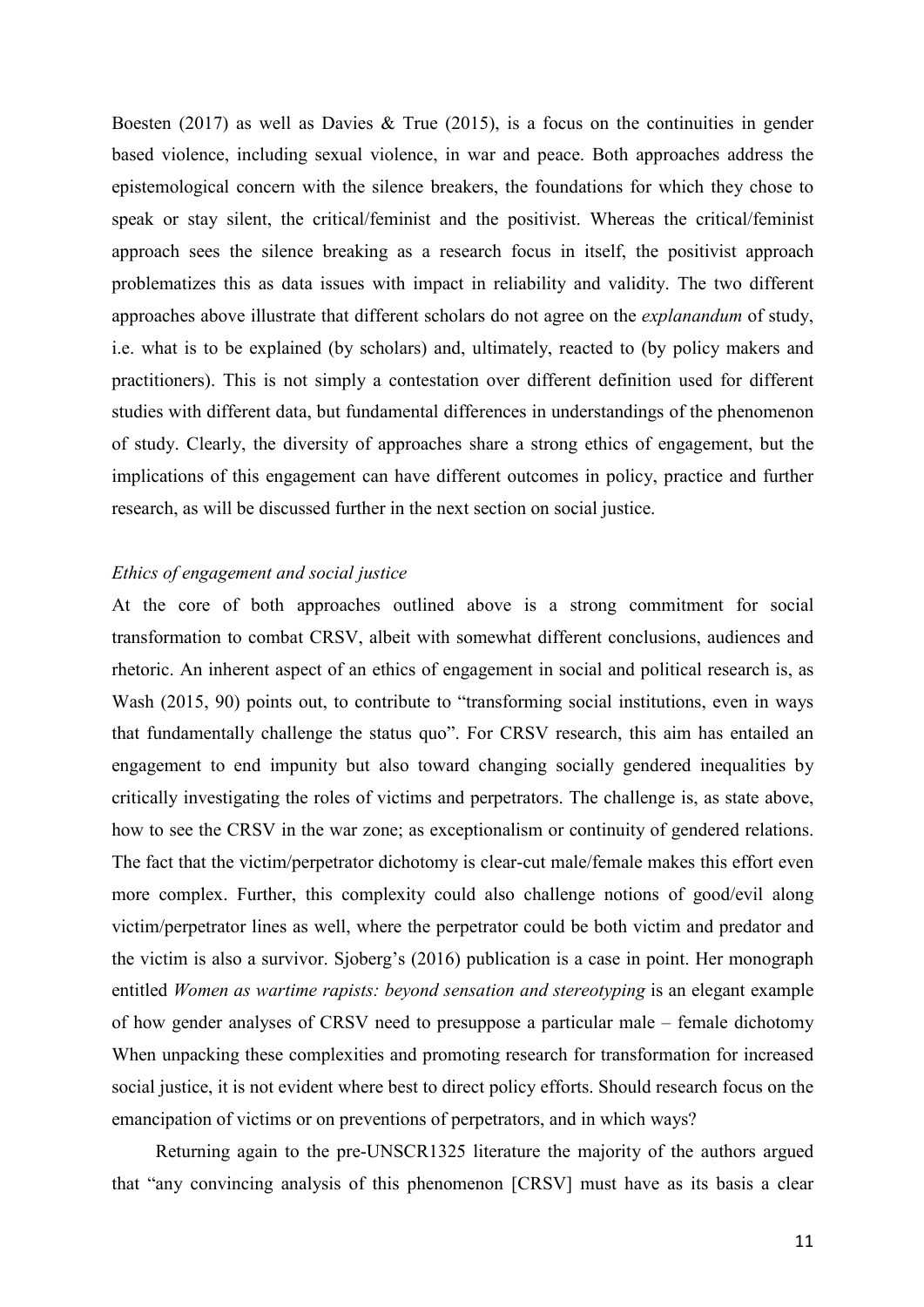Boesten (2017) as well as Davies & True (2015), is a focus on the continuities in gender based violence, including sexual violence, in war and peace. Both approaches address the epistemological concern with the silence breakers, the foundations for which they chose to speak or stay silent, the critical/feminist and the positivist. Whereas the critical/feminist approach sees the silence breaking as a research focus in itself, the positivist approach problematizes this as data issues with impact in reliability and validity. The two different approaches above illustrate that different scholars do not agree on the *explanandum* of study, i.e. what is to be explained (by scholars) and, ultimately, reacted to (by policy makers and practitioners). This is not simply a contestation over different definition used for different studies with different data, but fundamental differences in understandings of the phenomenon of study. Clearly, the diversity of approaches share a strong ethics of engagement, but the implications of this engagement can have different outcomes in policy, practice and further research, as will be discussed further in the next section on social justice.

*Ethics of engagement and social justice*

At the core of both approaches outlined above is a strong commitment for social transformation to combat CRSV, albeit with somewhat different conclusions, audiences and rhetoric. An inherent aspect of an ethics of engagement in social and political research is, as Wash (2015, 90) points out, to contribute to "transforming social institutions, even in ways that fundamentally challenge the status quo". For CRSV research, this aim has entailed an engagement to end impunity but also toward changing socially gendered inequalities by critically investigating the roles of victims and perpetrators. The challenge is, as state above, how to see the CRSV in the war zone; as exceptionalism or continuity of gendered relations. The fact that the victim/perpetrator dichotomy is clear-cut male/female makes this effort even more complex. Further, this complexity could also challenge notions of good/evil along victim/perpetrator lines as well, where the perpetrator could be both victim and predator and the victim is also a survivor. Sjoberg's (2016) publication is a case in point. Her monograph entitled *Women as wartime rapists: beyond sensation and stereotyping* is an elegant example of how gender analyses of CRSV need to presuppose a particular male – female dichotomy When unpacking these complexities and promoting research for transformation for increased social justice, it is not evident where best to direct policy efforts. Should research focus on the emancipation of victims or on preventions of perpetrators, and in which ways?

Returning again to the pre-UNSCR1325 literature the majority of the authors argued that "any convincing analysis of this phenomenon [CRSV] must have as its basis a clear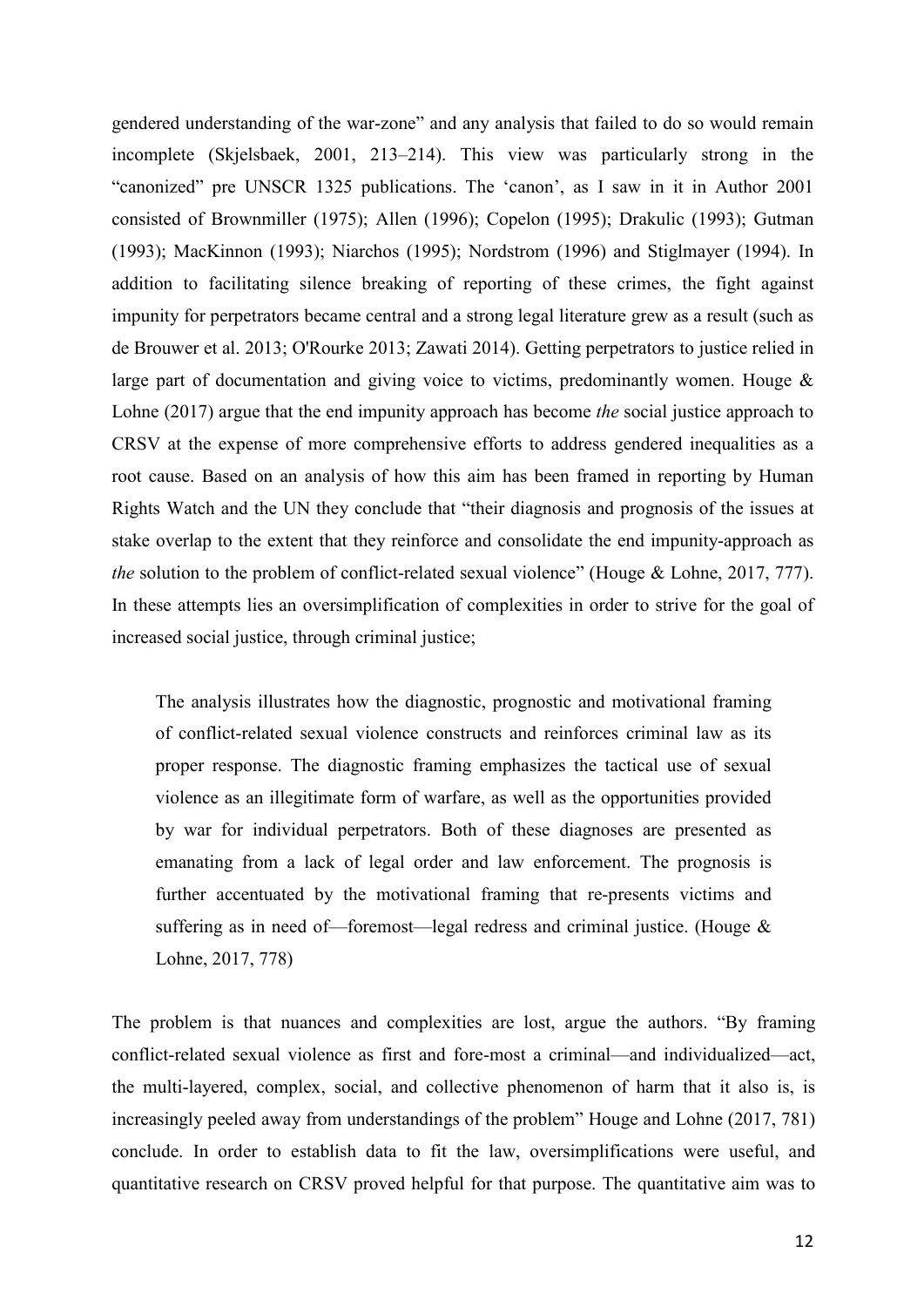gendered understanding of the war-zone" and any analysis that failed to do so would remain incomplete (Skjelsbaek, 2001, 213–214). This view was particularly strong in the "canonized" pre UNSCR 1325 publications. The 'canon', as I saw in it in Author 2001 consisted of Brownmiller (1975); Allen (1996); Copelon (1995); Drakulic (1993); Gutman (1993); MacKinnon (1993); Niarchos (1995); Nordstrom (1996) and Stiglmayer (1994). In addition to facilitating silence breaking of reporting of these crimes, the fight against impunity for perpetrators became central and a strong legal literature grew as a result (such as de Brouwer et al. 2013; O'Rourke 2013; Zawati 2014). Getting perpetrators to justice relied in large part of documentation and giving voice to victims, predominantly women. Houge & Lohne (2017) argue that the end impunity approach has become *the* social justice approach to CRSV at the expense of more comprehensive efforts to address gendered inequalities as a root cause. Based on an analysis of how this aim has been framed in reporting by Human Rights Watch and the UN they conclude that "their diagnosis and prognosis of the issues at stake overlap to the extent that they reinforce and consolidate the end impunity-approach as *the* solution to the problem of conflict-related sexual violence" (Houge & Lohne, 2017, 777). In these attempts lies an oversimplification of complexities in order to strive for the goal of increased social justice, through criminal justice;

> The analysis illustrates how the diagnostic, prognostic and motivational framing of conflict-related sexual violence constructs and reinforces criminal law as its proper response. The diagnostic framing emphasizes the tactical use of sexual violence as an illegitimate form of warfare, as well as the opportunities provided by war for individual perpetrators. Both of these diagnoses are presented as emanating from a lack of legal order and law enforcement. The prognosis is further accentuated by the motivational framing that re-presents victims and suffering as in need of—foremost—legal redress and criminal justice. (Houge & Lohne, 2017, 778)

The problem is that nuances and complexities are lost, argue the authors. "By framing conflict-related sexual violence as first and fore-most a criminal—and individualized—act, the multi-layered, complex, social, and collective phenomenon of harm that it also is, is increasingly peeled away from understandings of the problem" Houge and Lohne (2017, 781) conclude. In order to establish data to fit the law, oversimplifications were useful, and quantitative research on CRSV proved helpful for that purpose. The quantitative aim was to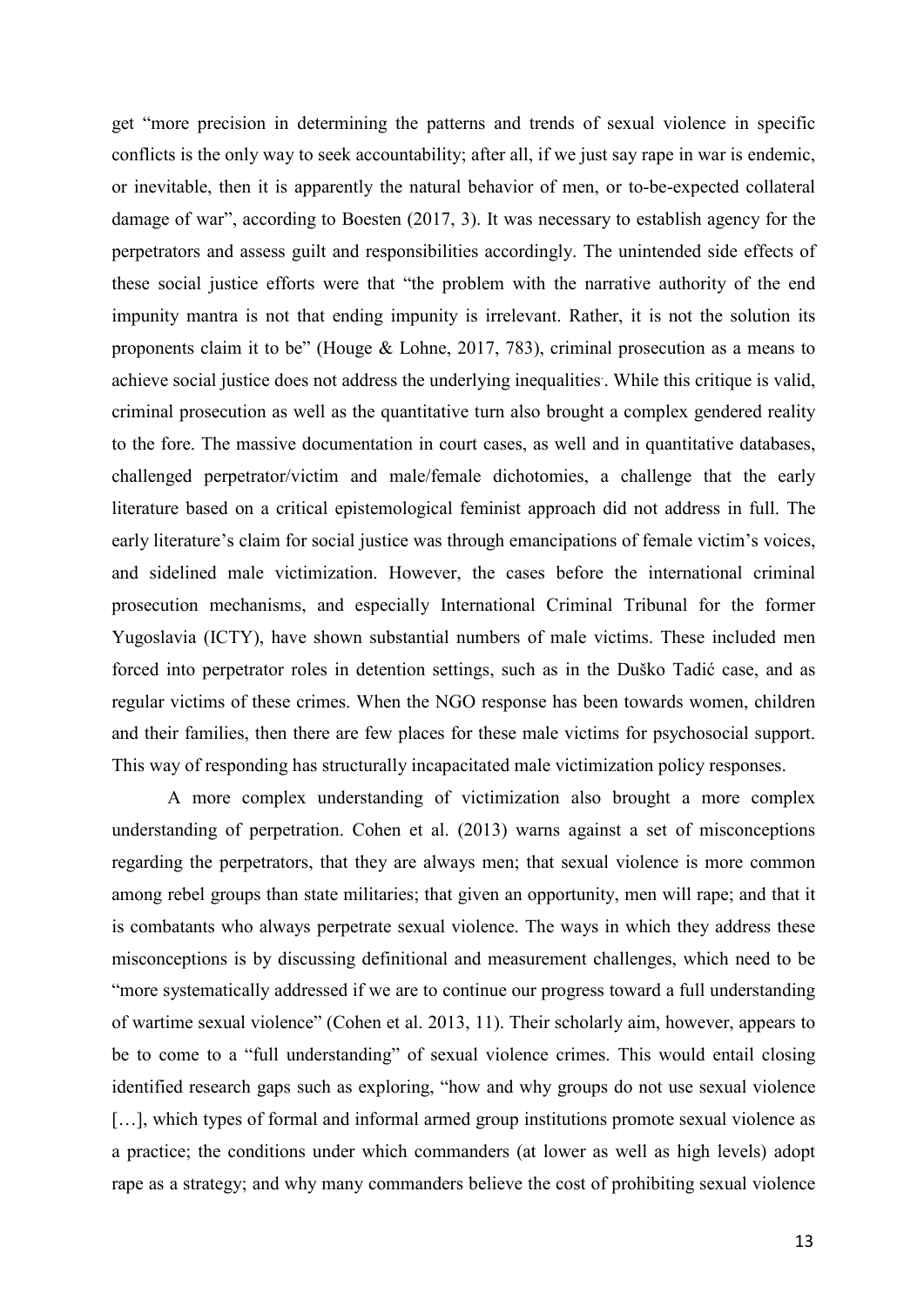get "more precision in determining the patterns and trends of sexual violence in specific conflicts is the only way to seek accountability; after all, if we just say rape in war is endemic, or inevitable, then it is apparently the natural behavior of men, or to-be-expected collateral damage of war", according to Boesten (2017, 3). It was necessary to establish agency for the perpetrators and assess guilt and responsibilities accordingly. The unintended side effects of these social justice efforts were that "the problem with the narrative authority of the end impunity mantra is not that ending impunity is irrelevant. Rather, it is not the solution its proponents claim it to be" (Houge & Lohne, 2017, 783), criminal prosecution as a means to achieve social justice does not address the underlying inequalities. While this critique is valid, criminal prosecution as well as the quantitative turn also brought a complex gendered reality to the fore. The massive documentation in court cases, as well and in quantitative databases, challenged perpetrator/victim and male/female dichotomies, a challenge that the early literature based on a critical epistemological feminist approach did not address in full. The early literature's claim for social justice was through emancipations of female victim's voices, and sidelined male victimization. However, the cases before the international criminal prosecution mechanisms, and especially International Criminal Tribunal for the former Yugoslavia (ICTY), have shown substantial numbers of male victims. These included men forced into perpetrator roles in detention settings, such as in the Duško Tadić case, and as regular victims of these crimes. When the NGO response has been towards women, children and their families, then there are few places for these male victims for psychosocial support. This way of responding has structurally incapacitated male victimization policy responses.

A more complex understanding of victimization also brought a more complex understanding of perpetration. Cohen et al. (2013) warns against a set of misconceptions regarding the perpetrators, that they are always men; that sexual violence is more common among rebel groups than state militaries; that given an opportunity, men will rape; and that it is combatants who always perpetrate sexual violence. The ways in which they address these misconceptions is by discussing definitional and measurement challenges, which need to be "more systematically addressed if we are to continue our progress toward a full understanding of wartime sexual violence" (Cohen et al. 2013, 11). Their scholarly aim, however, appears to be to come to a "full understanding" of sexual violence crimes. This would entail closing identified research gaps such as exploring, "how and why groups do not use sexual violence […], which types of formal and informal armed group institutions promote sexual violence as a practice; the conditions under which commanders (at lower as well as high levels) adopt rape as a strategy; and why many commanders believe the cost of prohibiting sexual violence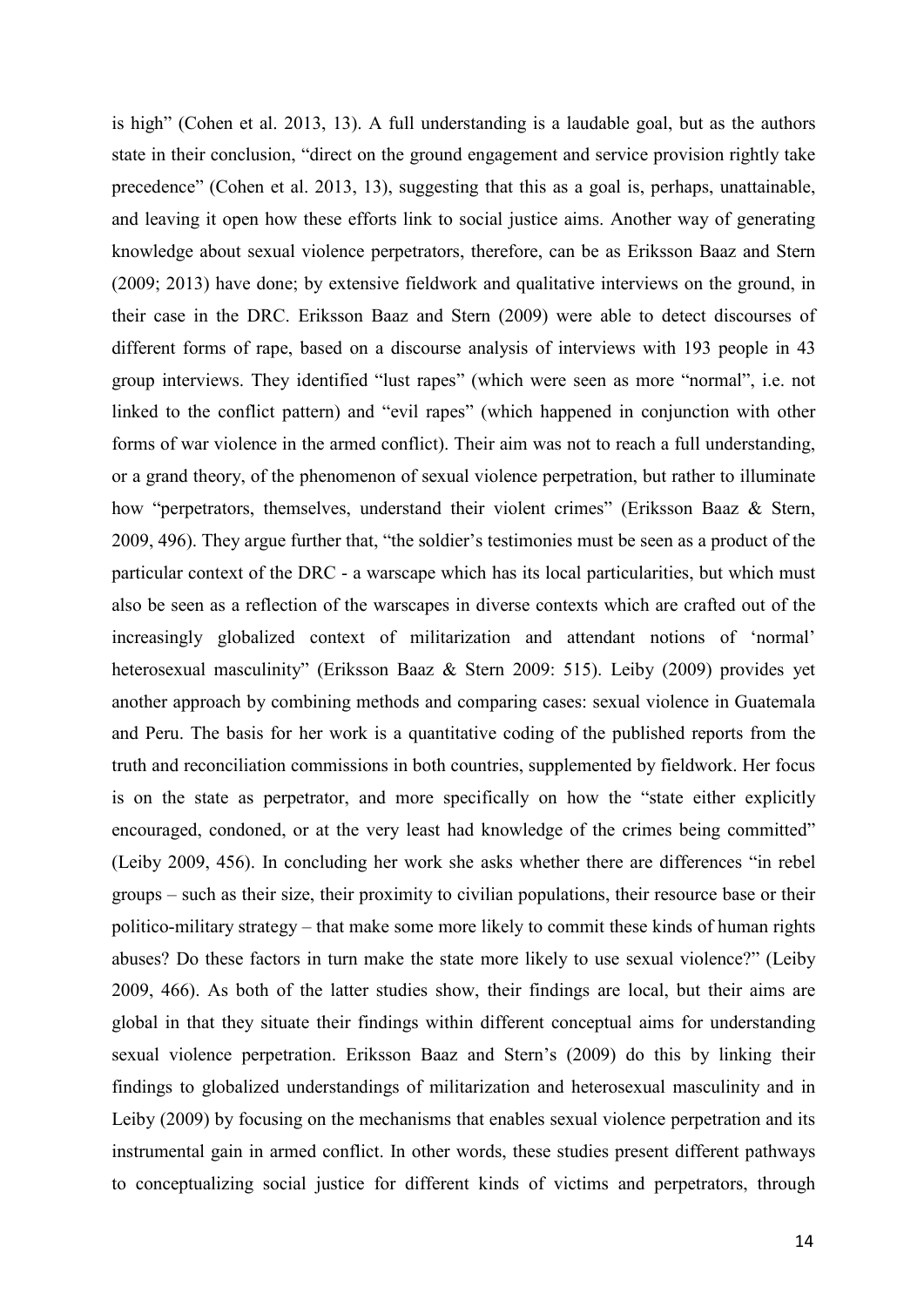is high" (Cohen et al. 2013, 13). A full understanding is a laudable goal, but as the authors state in their conclusion, "direct on the ground engagement and service provision rightly take precedence" (Cohen et al. 2013, 13), suggesting that this as a goal is, perhaps, unattainable, and leaving it open how these efforts link to social justice aims. Another way of generating knowledge about sexual violence perpetrators, therefore, can be as Eriksson Baaz and Stern (2009; 2013) have done; by extensive fieldwork and qualitative interviews on the ground, in their case in the DRC. Eriksson Baaz and Stern (2009) were able to detect discourses of different forms of rape, based on a discourse analysis of interviews with 193 people in 43 group interviews. They identified "lust rapes" (which were seen as more "normal", i.e. not linked to the conflict pattern) and "evil rapes" (which happened in conjunction with other forms of war violence in the armed conflict). Their aim was not to reach a full understanding, or a grand theory, of the phenomenon of sexual violence perpetration, but rather to illuminate how "perpetrators, themselves, understand their violent crimes" (Eriksson Baaz & Stern, 2009, 496). They argue further that, "the soldier's testimonies must be seen as a product of the particular context of the DRC - a warscape which has its local particularities, but which must also be seen as a reflection of the warscapes in diverse contexts which are crafted out of the increasingly globalized context of militarization and attendant notions of 'normal' heterosexual masculinity" (Eriksson Baaz & Stern 2009: 515). Leiby (2009) provides yet another approach by combining methods and comparing cases: sexual violence in Guatemala and Peru. The basis for her work is a quantitative coding of the published reports from the truth and reconciliation commissions in both countries, supplemented by fieldwork. Her focus is on the state as perpetrator, and more specifically on how the "state either explicitly encouraged, condoned, or at the very least had knowledge of the crimes being committed" (Leiby 2009, 456). In concluding her work she asks whether there are differences "in rebel groups – such as their size, their proximity to civilian populations, their resource base or their politico-military strategy – that make some more likely to commit these kinds of human rights abuses? Do these factors in turn make the state more likely to use sexual violence?" (Leiby 2009, 466). As both of the latter studies show, their findings are local, but their aims are global in that they situate their findings within different conceptual aims for understanding sexual violence perpetration. Eriksson Baaz and Stern's (2009) do this by linking their findings to globalized understandings of militarization and heterosexual masculinity and in Leiby (2009) by focusing on the mechanisms that enables sexual violence perpetration and its instrumental gain in armed conflict. In other words, these studies present different pathways to conceptualizing social justice for different kinds of victims and perpetrators, through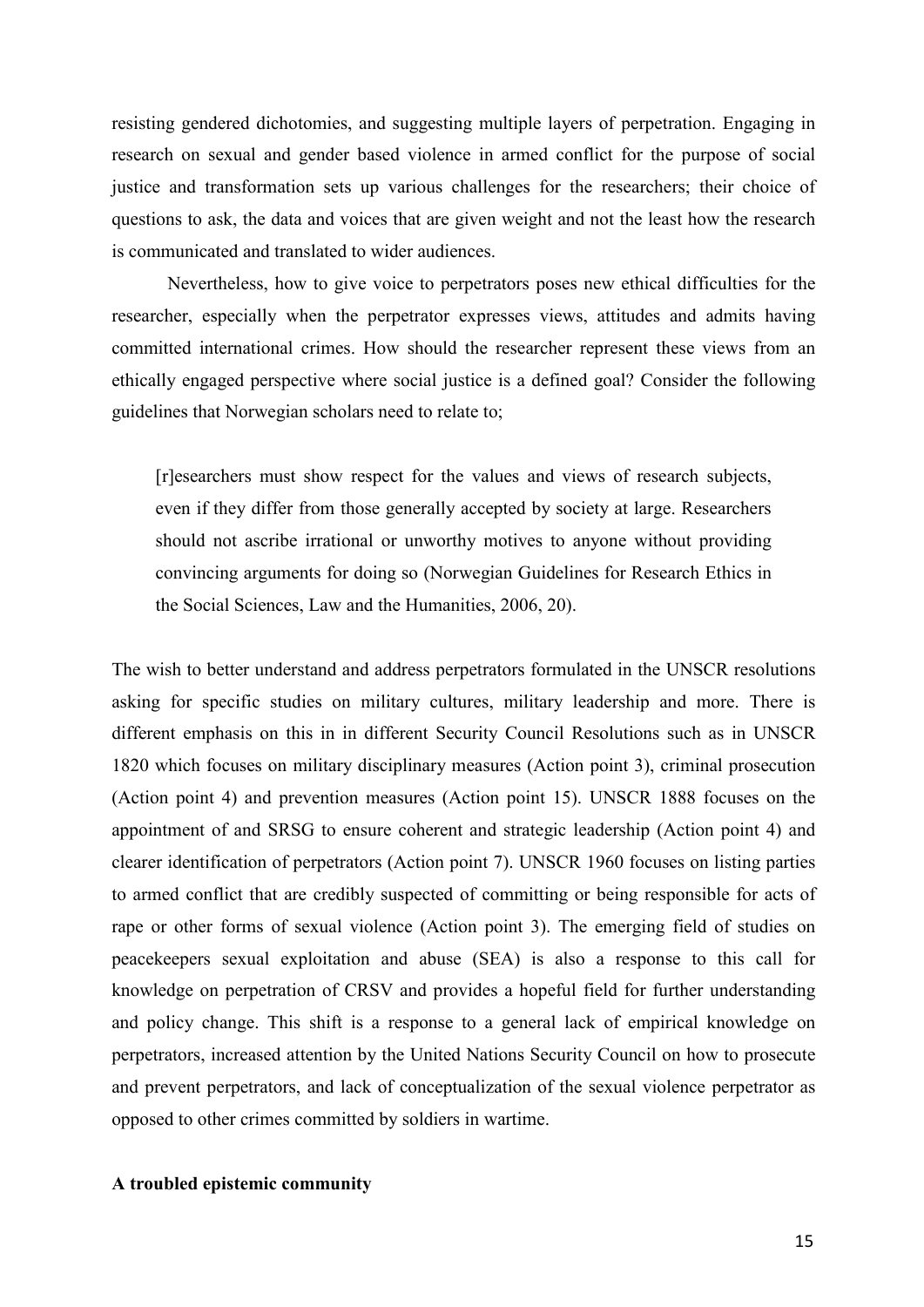resisting gendered dichotomies, and suggesting multiple layers of perpetration. Engaging in research on sexual and gender based violence in armed conflict for the purpose of social justice and transformation sets up various challenges for the researchers; their choice of questions to ask, the data and voices that are given weight and not the least how the research is communicated and translated to wider audiences.

Nevertheless, how to give voice to perpetrators poses new ethical difficulties for the researcher, especially when the perpetrator expresses views, attitudes and admits having committed international crimes. How should the researcher represent these views from an ethically engaged perspective where social justice is a defined goal? Consider the following guidelines that Norwegian scholars need to relate to;

> [r]esearchers must show respect for the values and views of research subjects, even if they differ from those generally accepted by society at large. Researchers should not ascribe irrational or unworthy motives to anyone without providing convincing arguments for doing so (Norwegian Guidelines for Research Ethics in the Social Sciences, Law and the Humanities, 2006, 20).

The wish to better understand and address perpetrators formulated in the UNSCR resolutions asking for specific studies on military cultures, military leadership and more. There is different emphasis on this in in different Security Council Resolutions such as in UNSCR 1820 which focuses on military disciplinary measures (Action point 3), criminal prosecution (Action point 4) and prevention measures (Action point 15). UNSCR 1888 focuses on the appointment of and SRSG to ensure coherent and strategic leadership (Action point 4) and clearer identification of perpetrators (Action point 7). UNSCR 1960 focuses on listing parties to armed conflict that are credibly suspected of committing or being responsible for acts of rape or other forms of sexual violence (Action point 3). The emerging field of studies on peacekeepers sexual exploitation and abuse (SEA) is also a response to this call for knowledge on perpetration of CRSV and provides a hopeful field for further understanding and policy change. This shift is a response to a general lack of empirical knowledge on perpetrators, increased attention by the United Nations Security Council on how to prosecute and prevent perpetrators, and lack of conceptualization of the sexual violence perpetrator as opposed to other crimes committed by soldiers in wartime.

**A troubled epistemic community**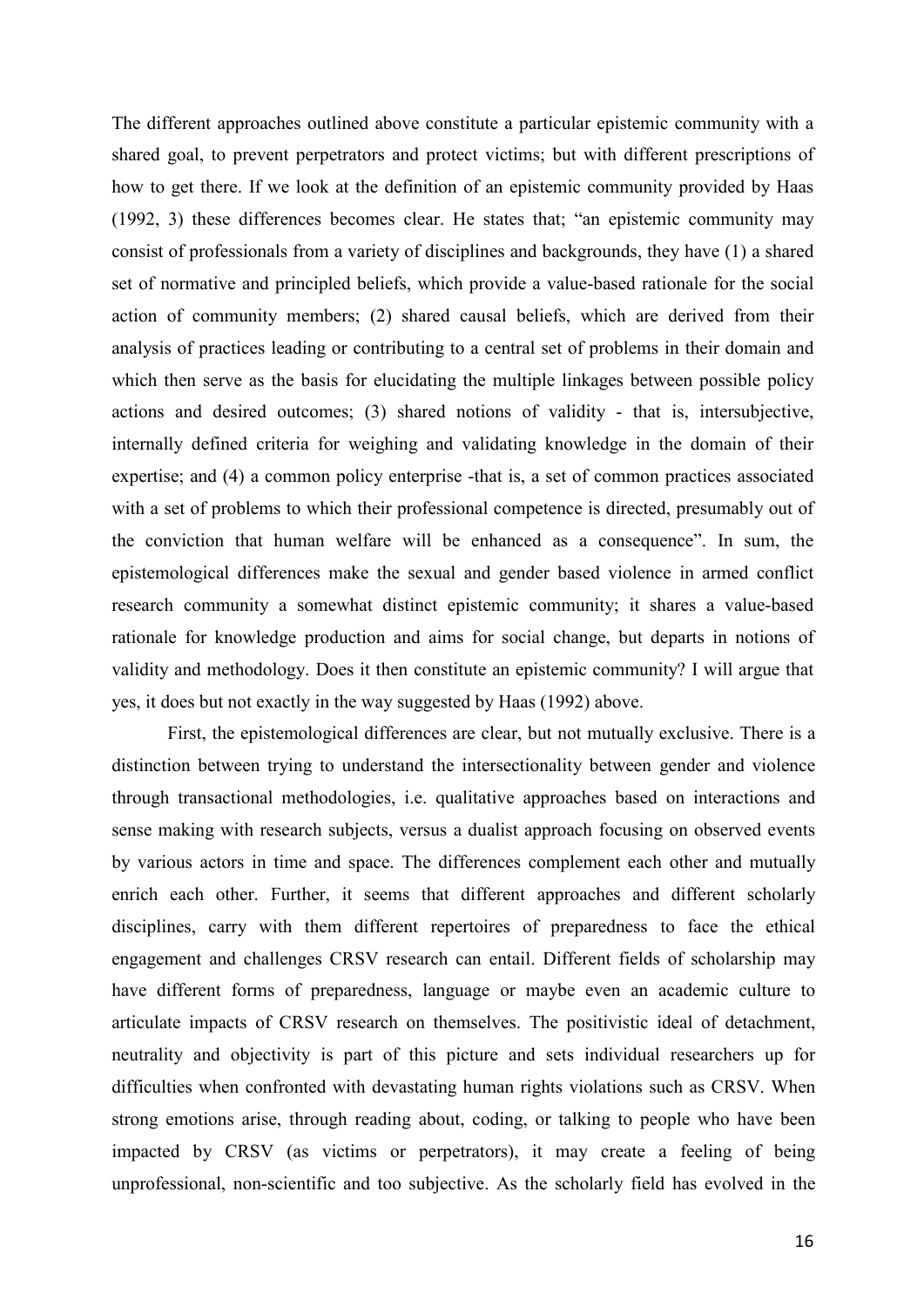The different approaches outlined above constitute a particular epistemic community with a shared goal, to prevent perpetrators and protect victims; but with different prescriptions of how to get there. If we look at the definition of an epistemic community provided by Haas (1992, 3) these differences becomes clear. He states that; "an epistemic community may consist of professionals from a variety of disciplines and backgrounds, they have (1) a shared set of normative and principled beliefs, which provide a value-based rationale for the social action of community members; (2) shared causal beliefs, which are derived from their analysis of practices leading or contributing to a central set of problems in their domain and which then serve as the basis for elucidating the multiple linkages between possible policy actions and desired outcomes; (3) shared notions of validity - that is, intersubjective, internally defined criteria for weighing and validating knowledge in the domain of their expertise; and (4) a common policy enterprise -that is, a set of common practices associated with a set of problems to which their professional competence is directed, presumably out of the conviction that human welfare will be enhanced as a consequence". In sum, the epistemological differences make the sexual and gender based violence in armed conflict research community a somewhat distinct epistemic community; it shares a value-based rationale for knowledge production and aims for social change, but departs in notions of validity and methodology. Does it then constitute an epistemic community? I will argue that yes, it does but not exactly in the way suggested by Haas (1992) above.

First, the epistemological differences are clear, but not mutually exclusive. There is a distinction between trying to understand the intersectionality between gender and violence through transactional methodologies, i.e. qualitative approaches based on interactions and sense making with research subjects, versus a dualist approach focusing on observed events by various actors in time and space. The differences complement each other and mutually enrich each other. Further, it seems that different approaches and different scholarly disciplines, carry with them different repertoires of preparedness to face the ethical engagement and challenges CRSV research can entail. Different fields of scholarship may have different forms of preparedness, language or maybe even an academic culture to articulate impacts of CRSV research on themselves. The positivistic ideal of detachment, neutrality and objectivity is part of this picture and sets individual researchers up for difficulties when confronted with devastating human rights violations such as CRSV. When strong emotions arise, through reading about, coding, or talking to people who have been impacted by CRSV (as victims or perpetrators), it may create a feeling of being unprofessional, non-scientific and too subjective. As the scholarly field has evolved in the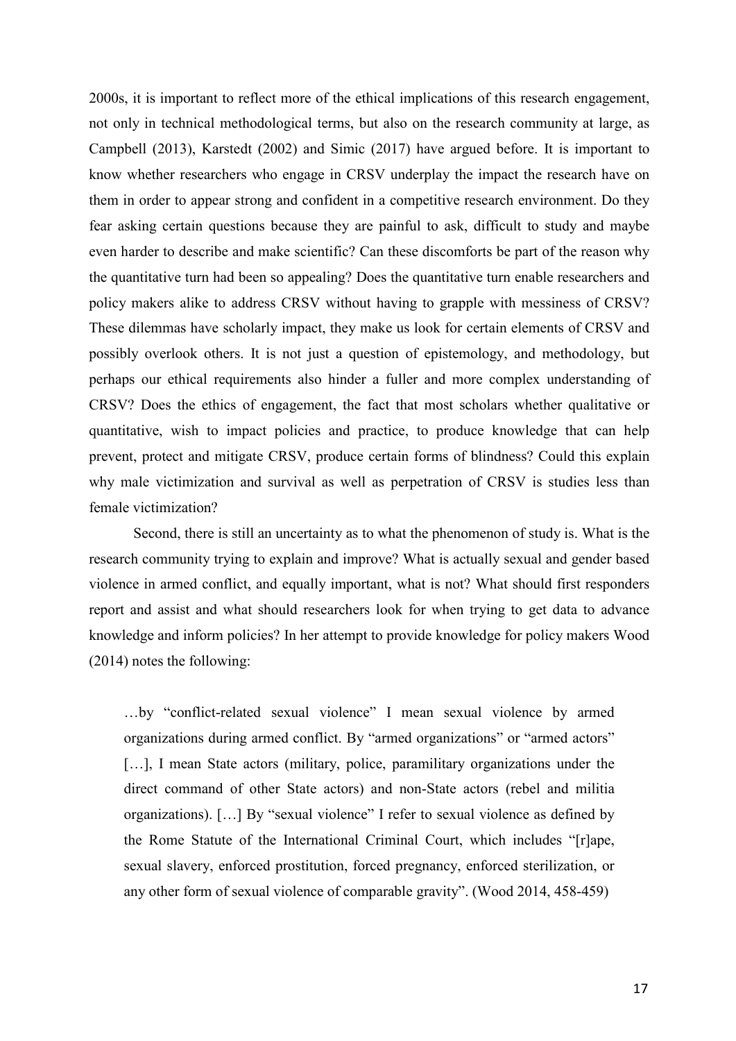2000s, it is important to reflect more of the ethical implications of this research engagement, not only in technical methodological terms, but also on the research community at large, as Campbell (2013), Karstedt (2002) and Simic (2017) have argued before. It is important to know whether researchers who engage in CRSV underplay the impact the research have on them in order to appear strong and confident in a competitive research environment. Do they fear asking certain questions because they are painful to ask, difficult to study and maybe even harder to describe and make scientific? Can these discomforts be part of the reason why the quantitative turn had been so appealing? Does the quantitative turn enable researchers and policy makers alike to address CRSV without having to grapple with messiness of CRSV? These dilemmas have scholarly impact, they make us look for certain elements of CRSV and possibly overlook others. It is not just a question of epistemology, and methodology, but perhaps our ethical requirements also hinder a fuller and more complex understanding of CRSV? Does the ethics of engagement, the fact that most scholars whether qualitative or quantitative, wish to impact policies and practice, to produce knowledge that can help prevent, protect and mitigate CRSV, produce certain forms of blindness? Could this explain why male victimization and survival as well as perpetration of CRSV is studies less than female victimization?

Second, there is still an uncertainty as to what the phenomenon of study is. What is the research community trying to explain and improve? What is actually sexual and gender based violence in armed conflict, and equally important, what is not? What should first responders report and assist and what should researchers look for when trying to get data to advance knowledge and inform policies? In her attempt to provide knowledge for policy makers Wood (2014) notes the following:

> …by "conflict-related sexual violence" I mean sexual violence by armed organizations during armed conflict. By "armed organizations" or "armed actors" […], I mean State actors (military, police, paramilitary organizations under the direct command of other State actors) and non-State actors (rebel and militia organizations). […] By "sexual violence" I refer to sexual violence as defined by the Rome Statute of the International Criminal Court, which includes "[r]ape, sexual slavery, enforced prostitution, forced pregnancy, enforced sterilization, or any other form of sexual violence of comparable gravity". (Wood 2014, 458-459)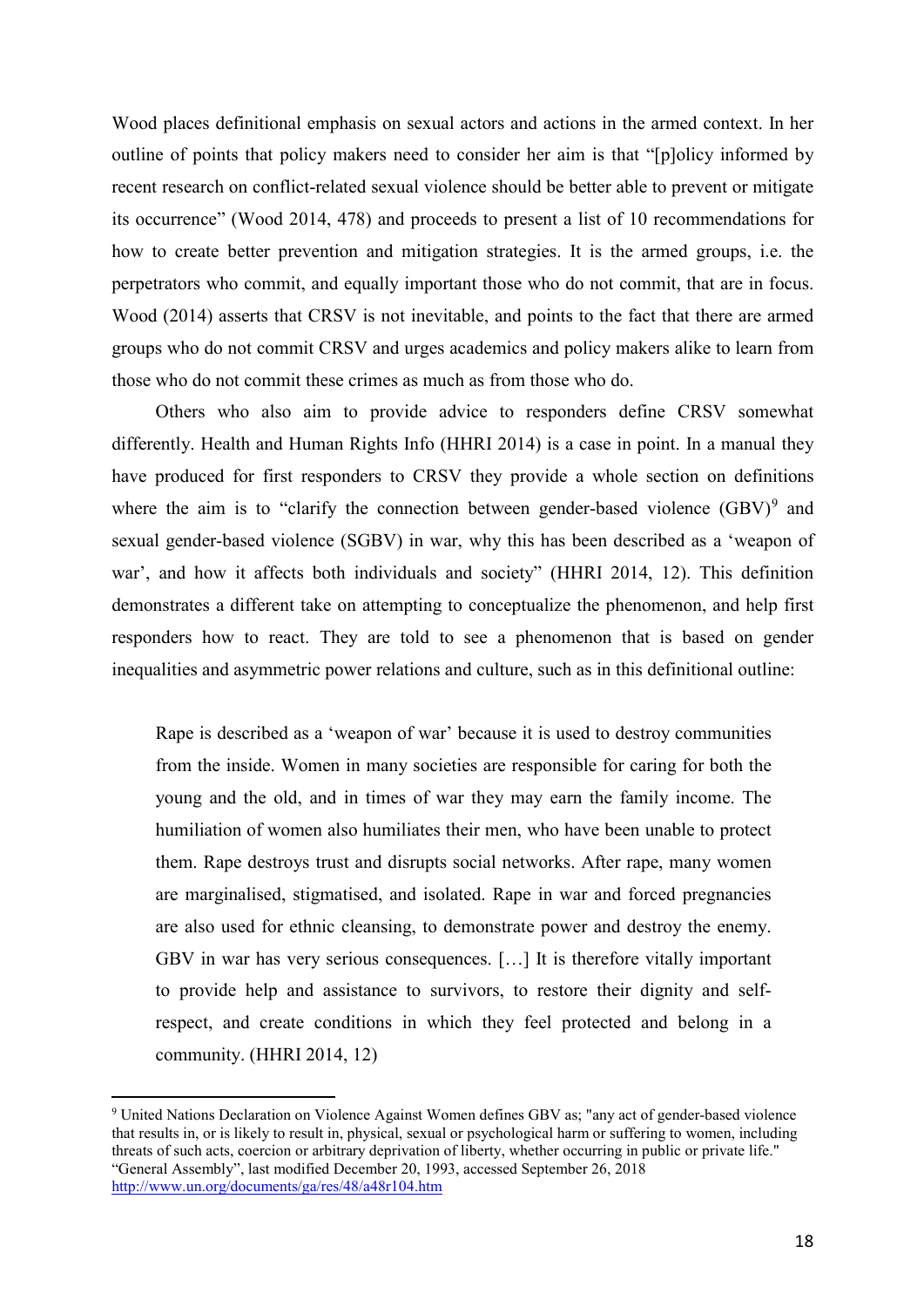Wood places definitional emphasis on sexual actors and actions in the armed context. In her outline of points that policy makers need to consider her aim is that "[p]olicy informed by recent research on conflict-related sexual violence should be better able to prevent or mitigate its occurrence" (Wood 2014, 478) and proceeds to present a list of 10 recommendations for how to create better prevention and mitigation strategies. It is the armed groups, i.e. the perpetrators who commit, and equally important those who do not commit, that are in focus. Wood (2014) asserts that CRSV is not inevitable, and points to the fact that there are armed groups who do not commit CRSV and urges academics and policy makers alike to learn from those who do not commit these crimes as much as from those who do.

Others who also aim to provide advice to responders define CRSV somewhat differently. Health and Human Rights Info (HHRI 2014) is a case in point. In a manual they have produced for first responders to CRSV they provide a whole section on definitions where the aim is to "clarify the connection between gender-based violence (GBV)[9] and sexual gender-based violence (SGBV) in war, why this has been described as a 'weapon of war', and how it affects both individuals and society" (HHRI 2014, 12). This definition demonstrates a different take on attempting to conceptualize the phenomenon, and help first responders how to react. They are told to see a phenomenon that is based on gender inequalities and asymmetric power relations and culture, such as in this definitional outline:

> Rape is described as a 'weapon of war' because it is used to destroy communities from the inside. Women in many societies are responsible for caring for both the young and the old, and in times of war they may earn the family income. The humiliation of women also humiliates their men, who have been unable to protect them. Rape destroys trust and disrupts social networks. After rape, many women are marginalised, stigmatised, and isolated. Rape in war and forced pregnancies are also used for ethnic cleansing, to demonstrate power and destroy the enemy. GBV in war has very serious consequences. […] It is therefore vitally important to provide help and assistance to survivors, to restore their dignity and self-respect, and create conditions in which they feel protected and belong in a community. (HHRI 2014, 12)

---

[9] United Nations Declaration on Violence Against Women defines GBV as; "any act of gender-based violence that results in, or is likely to result in, physical, sexual or psychological harm or suffering to women, including threats of such acts, coercion or arbitrary deprivation of liberty, whether occurring in public or private life." "General Assembly", last modified December 20, 1993, accessed September 26, 2018 http://www.un.org/documents/ga/res/48/a48r104.htm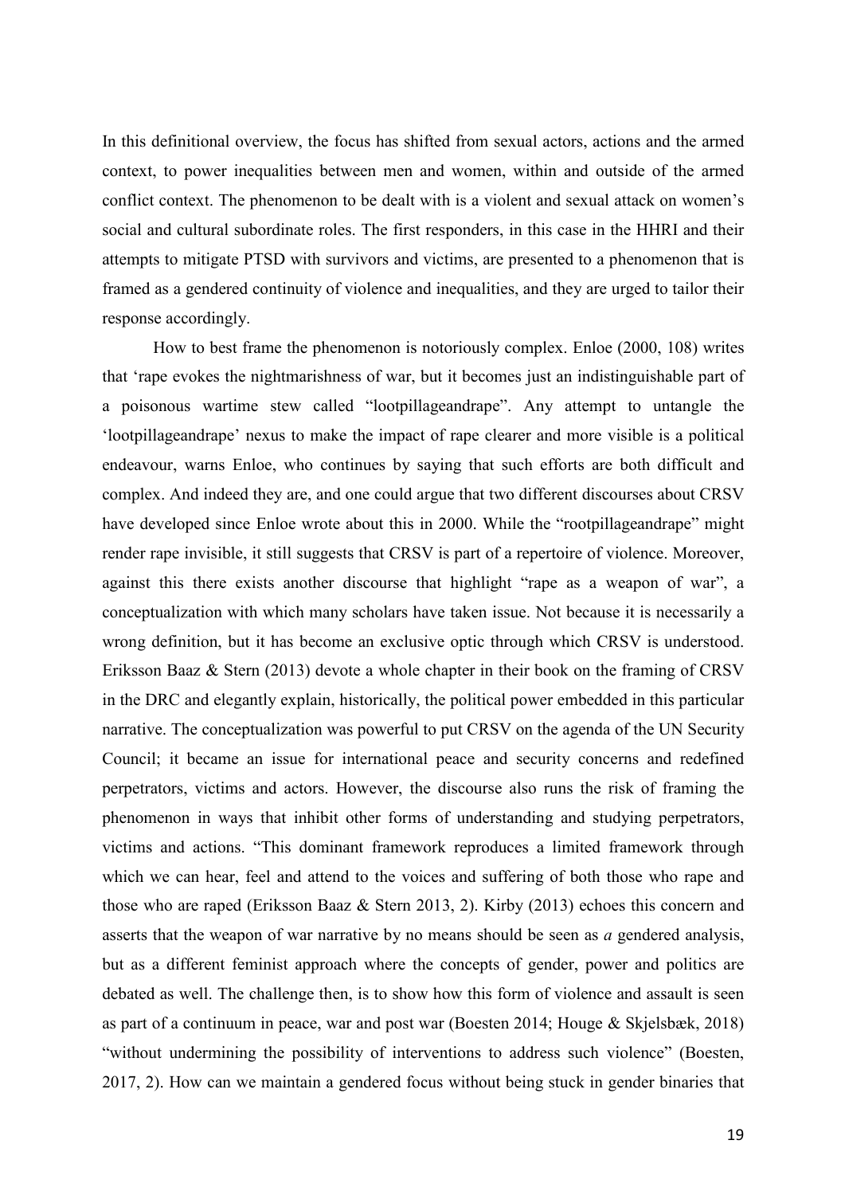In this definitional overview, the focus has shifted from sexual actors, actions and the armed context, to power inequalities between men and women, within and outside of the armed conflict context. The phenomenon to be dealt with is a violent and sexual attack on women's social and cultural subordinate roles. The first responders, in this case in the HHRI and their attempts to mitigate PTSD with survivors and victims, are presented to a phenomenon that is framed as a gendered continuity of violence and inequalities, and they are urged to tailor their response accordingly.

How to best frame the phenomenon is notoriously complex. Enloe (2000, 108) writes that 'rape evokes the nightmarishness of war, but it becomes just an indistinguishable part of a poisonous wartime stew called "lootpillageandrape". Any attempt to untangle the 'lootpillageandrape' nexus to make the impact of rape clearer and more visible is a political endeavour, warns Enloe, who continues by saying that such efforts are both difficult and complex. And indeed they are, and one could argue that two different discourses about CRSV have developed since Enloe wrote about this in 2000. While the "rootpillageandrape" might render rape invisible, it still suggests that CRSV is part of a repertoire of violence. Moreover, against this there exists another discourse that highlight "rape as a weapon of war", a conceptualization with which many scholars have taken issue. Not because it is necessarily a wrong definition, but it has become an exclusive optic through which CRSV is understood. Eriksson Baaz & Stern (2013) devote a whole chapter in their book on the framing of CRSV in the DRC and elegantly explain, historically, the political power embedded in this particular narrative. The conceptualization was powerful to put CRSV on the agenda of the UN Security Council; it became an issue for international peace and security concerns and redefined perpetrators, victims and actors. However, the discourse also runs the risk of framing the phenomenon in ways that inhibit other forms of understanding and studying perpetrators, victims and actions. "This dominant framework reproduces a limited framework through which we can hear, feel and attend to the voices and suffering of both those who rape and those who are raped (Eriksson Baaz & Stern 2013, 2). Kirby (2013) echoes this concern and asserts that the weapon of war narrative by no means should be seen as *a* gendered analysis, but as a different feminist approach where the concepts of gender, power and politics are debated as well. The challenge then, is to show how this form of violence and assault is seen as part of a continuum in peace, war and post war (Boesten 2014; Houge & Skjelsbæk, 2018) "without undermining the possibility of interventions to address such violence" (Boesten, 2017, 2). How can we maintain a gendered focus without being stuck in gender binaries that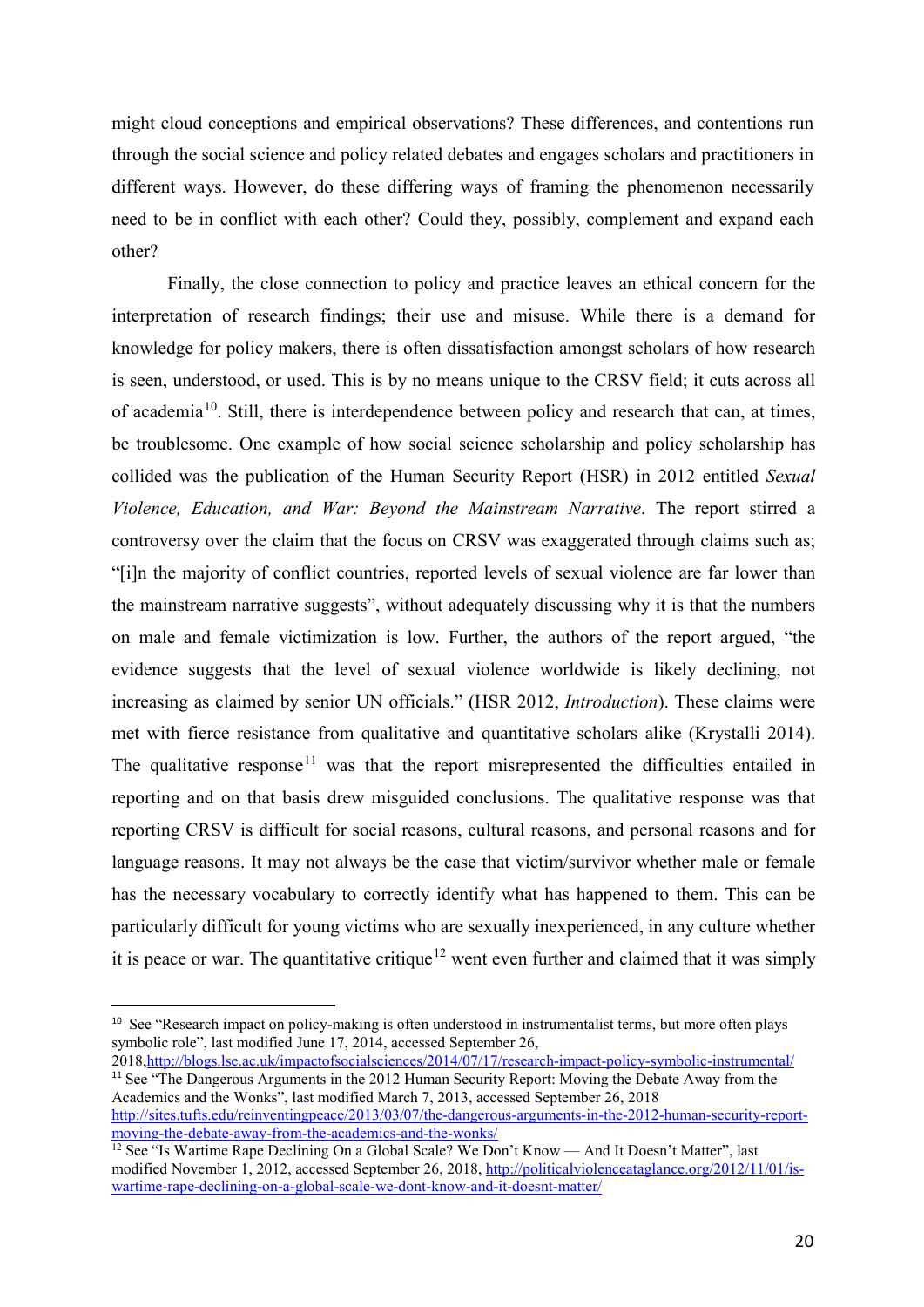might cloud conceptions and empirical observations? These differences, and contentions run through the social science and policy related debates and engages scholars and practitioners in different ways. However, do these differing ways of framing the phenomenon necessarily need to be in conflict with each other? Could they, possibly, complement and expand each other?

Finally, the close connection to policy and practice leaves an ethical concern for the interpretation of research findings; their use and misuse. While there is a demand for knowledge for policy makers, there is often dissatisfaction amongst scholars of how research is seen, understood, or used. This is by no means unique to the CRSV field; it cuts across all of academia[10]. Still, there is interdependence between policy and research that can, at times, be troublesome. One example of how social science scholarship and policy scholarship has collided was the publication of the Human Security Report (HSR) in 2012 entitled *Sexual Violence, Education, and War: Beyond the Mainstream Narrative*. The report stirred a controversy over the claim that the focus on CRSV was exaggerated through claims such as; "[i]n the majority of conflict countries, reported levels of sexual violence are far lower than the mainstream narrative suggests", without adequately discussing why it is that the numbers on male and female victimization is low. Further, the authors of the report argued, "the evidence suggests that the level of sexual violence worldwide is likely declining, not increasing as claimed by senior UN officials." (HSR 2012, *Introduction*). These claims were met with fierce resistance from qualitative and quantitative scholars alike (Krystalli 2014). The qualitative response[11] was that the report misrepresented the difficulties entailed in reporting and on that basis drew misguided conclusions. The qualitative response was that reporting CRSV is difficult for social reasons, cultural reasons, and personal reasons and for language reasons. It may not always be the case that victim/survivor whether male or female has the necessary vocabulary to correctly identify what has happened to them. This can be particularly difficult for young victims who are sexually inexperienced, in any culture whether it is peace or war. The quantitative critique[12] went even further and claimed that it was simply

---

[10] See "Research impact on policy-making is often understood in instrumentalist terms, but more often plays symbolic role", last modified June 17, 2014, accessed September 26, 2018,http://blogs.lse.ac.uk/impactofsocialsciences/2014/07/17/research-impact-policy-symbolic-instrumental/

[11] See "The Dangerous Arguments in the 2012 Human Security Report: Moving the Debate Away from the Academics and the Wonks", last modified March 7, 2013, accessed September 26, 2018 http://sites.tufts.edu/reinventingpeace/2013/03/07/the-dangerous-arguments-in-the-2012-human-security-report-moving-the-debate-away-from-the-academics-and-the-wonks/

[12] See "Is Wartime Rape Declining On a Global Scale? We Don't Know — And It Doesn't Matter", last modified November 1, 2012, accessed September 26, 2018, http://politicalviolenceataglance.org/2012/11/01/is-wartime-rape-declining-on-a-global-scale-we-dont-know-and-it-doesnt-matter/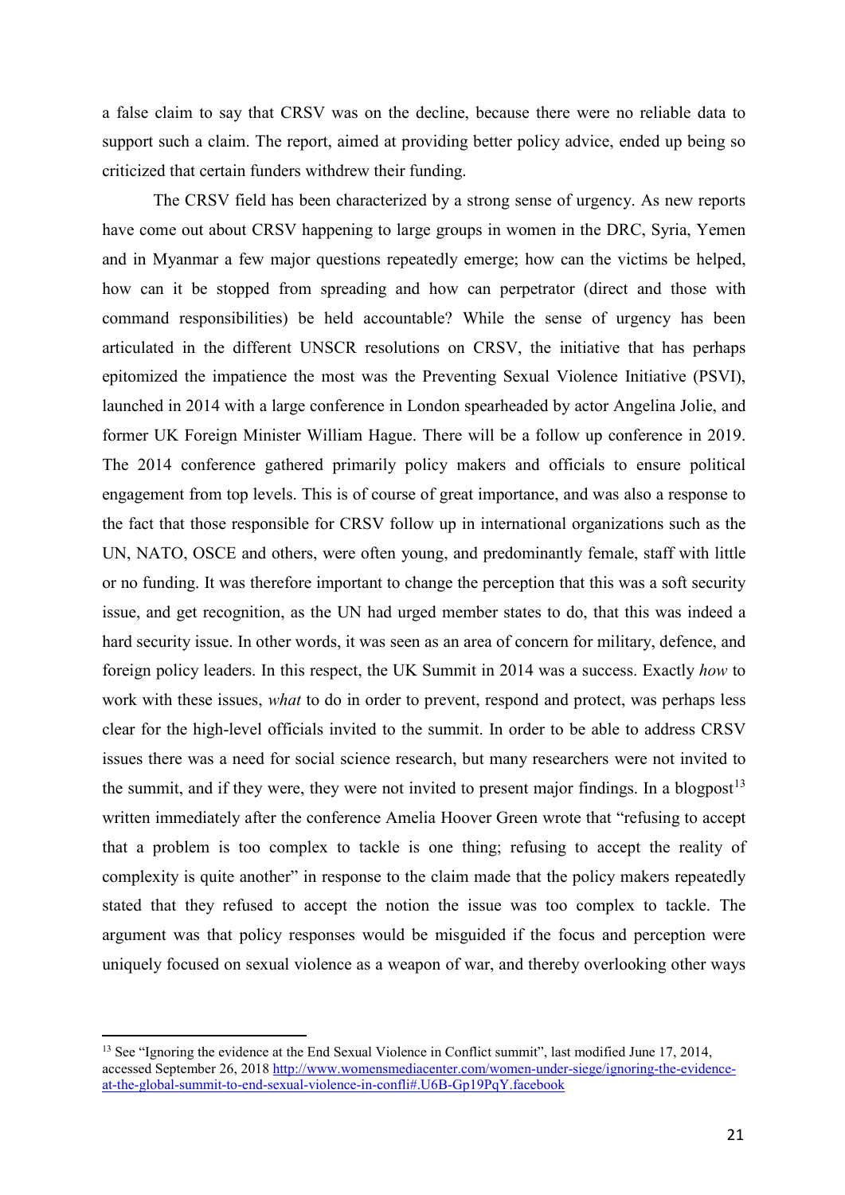a false claim to say that CRSV was on the decline, because there were no reliable data to support such a claim. The report, aimed at providing better policy advice, ended up being so criticized that certain funders withdrew their funding.

The CRSV field has been characterized by a strong sense of urgency. As new reports have come out about CRSV happening to large groups in women in the DRC, Syria, Yemen and in Myanmar a few major questions repeatedly emerge; how can the victims be helped, how can it be stopped from spreading and how can perpetrator (direct and those with command responsibilities) be held accountable? While the sense of urgency has been articulated in the different UNSCR resolutions on CRSV, the initiative that has perhaps epitomized the impatience the most was the Preventing Sexual Violence Initiative (PSVI), launched in 2014 with a large conference in London spearheaded by actor Angelina Jolie, and former UK Foreign Minister William Hague. There will be a follow up conference in 2019. The 2014 conference gathered primarily policy makers and officials to ensure political engagement from top levels. This is of course of great importance, and was also a response to the fact that those responsible for CRSV follow up in international organizations such as the UN, NATO, OSCE and others, were often young, and predominantly female, staff with little or no funding. It was therefore important to change the perception that this was a soft security issue, and get recognition, as the UN had urged member states to do, that this was indeed a hard security issue. In other words, it was seen as an area of concern for military, defence, and foreign policy leaders. In this respect, the UK Summit in 2014 was a success. Exactly *how* to work with these issues, *what* to do in order to prevent, respond and protect, was perhaps less clear for the high-level officials invited to the summit. In order to be able to address CRSV issues there was a need for social science research, but many researchers were not invited to the summit, and if they were, they were not invited to present major findings. In a blogpost[13] written immediately after the conference Amelia Hoover Green wrote that "refusing to accept that a problem is too complex to tackle is one thing; refusing to accept the reality of complexity is quite another" in response to the claim made that the policy makers repeatedly stated that they refused to accept the notion the issue was too complex to tackle. The argument was that policy responses would be misguided if the focus and perception were uniquely focused on sexual violence as a weapon of war, and thereby overlooking other ways

[13] See "Ignoring the evidence at the End Sexual Violence in Conflict summit", last modified June 17, 2014, accessed September 26, 2018 http://www.womensmediacenter.com/women-under-siege/ignoring-the-evidence-at-the-global-summit-to-end-sexual-violence-in-confli#.U6B-Gp19PqY.facebook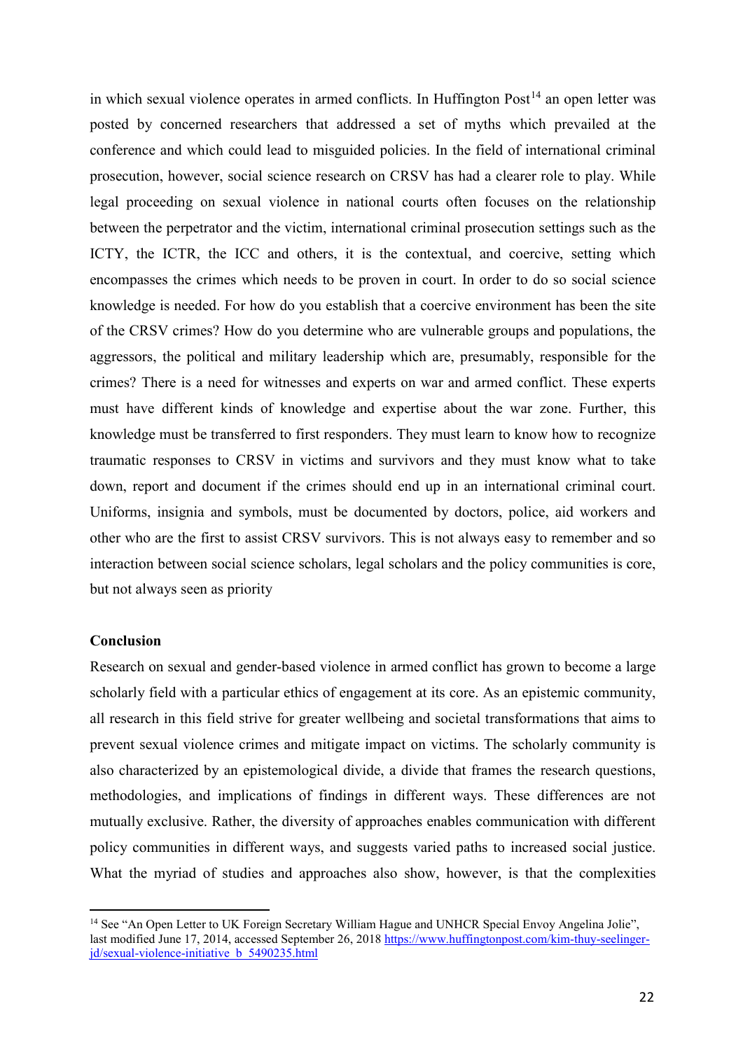in which sexual violence operates in armed conflicts. In Huffington Post[14] an open letter was posted by concerned researchers that addressed a set of myths which prevailed at the conference and which could lead to misguided policies. In the field of international criminal prosecution, however, social science research on CRSV has had a clearer role to play. While legal proceeding on sexual violence in national courts often focuses on the relationship between the perpetrator and the victim, international criminal prosecution settings such as the ICTY, the ICTR, the ICC and others, it is the contextual, and coercive, setting which encompasses the crimes which needs to be proven in court. In order to do so social science knowledge is needed. For how do you establish that a coercive environment has been the site of the CRSV crimes? How do you determine who are vulnerable groups and populations, the aggressors, the political and military leadership which are, presumably, responsible for the crimes? There is a need for witnesses and experts on war and armed conflict. These experts must have different kinds of knowledge and expertise about the war zone. Further, this knowledge must be transferred to first responders. They must learn to know how to recognize traumatic responses to CRSV in victims and survivors and they must know what to take down, report and document if the crimes should end up in an international criminal court. Uniforms, insignia and symbols, must be documented by doctors, police, aid workers and other who are the first to assist CRSV survivors. This is not always easy to remember and so interaction between social science scholars, legal scholars and the policy communities is core, but not always seen as priority

**Conclusion**

Research on sexual and gender-based violence in armed conflict has grown to become a large scholarly field with a particular ethics of engagement at its core. As an epistemic community, all research in this field strive for greater wellbeing and societal transformations that aims to prevent sexual violence crimes and mitigate impact on victims. The scholarly community is also characterized by an epistemological divide, a divide that frames the research questions, methodologies, and implications of findings in different ways. These differences are not mutually exclusive. Rather, the diversity of approaches enables communication with different policy communities in different ways, and suggests varied paths to increased social justice. What the myriad of studies and approaches also show, however, is that the complexities

[14] See "An Open Letter to UK Foreign Secretary William Hague and UNHCR Special Envoy Angelina Jolie", last modified June 17, 2014, accessed September 26, 2018 https://www.huffingtonpost.com/kim-thuy-seelinger-jd/sexual-violence-initiative_b_5490235.html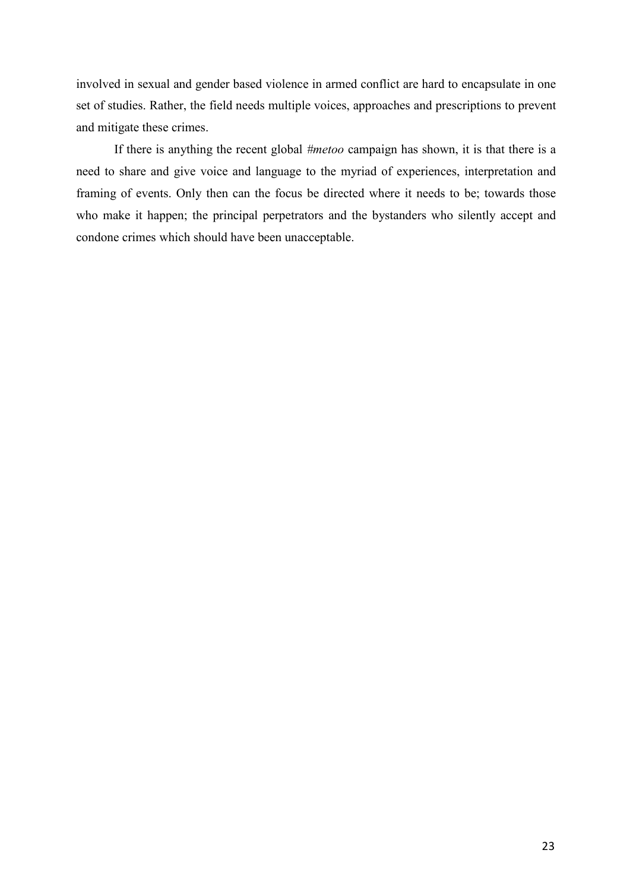involved in sexual and gender based violence in armed conflict are hard to encapsulate in one set of studies. Rather, the field needs multiple voices, approaches and prescriptions to prevent and mitigate these crimes.

If there is anything the recent global *#metoo* campaign has shown, it is that there is a need to share and give voice and language to the myriad of experiences, interpretation and framing of events. Only then can the focus be directed where it needs to be; towards those who make it happen; the principal perpetrators and the bystanders who silently accept and condone crimes which should have been unacceptable.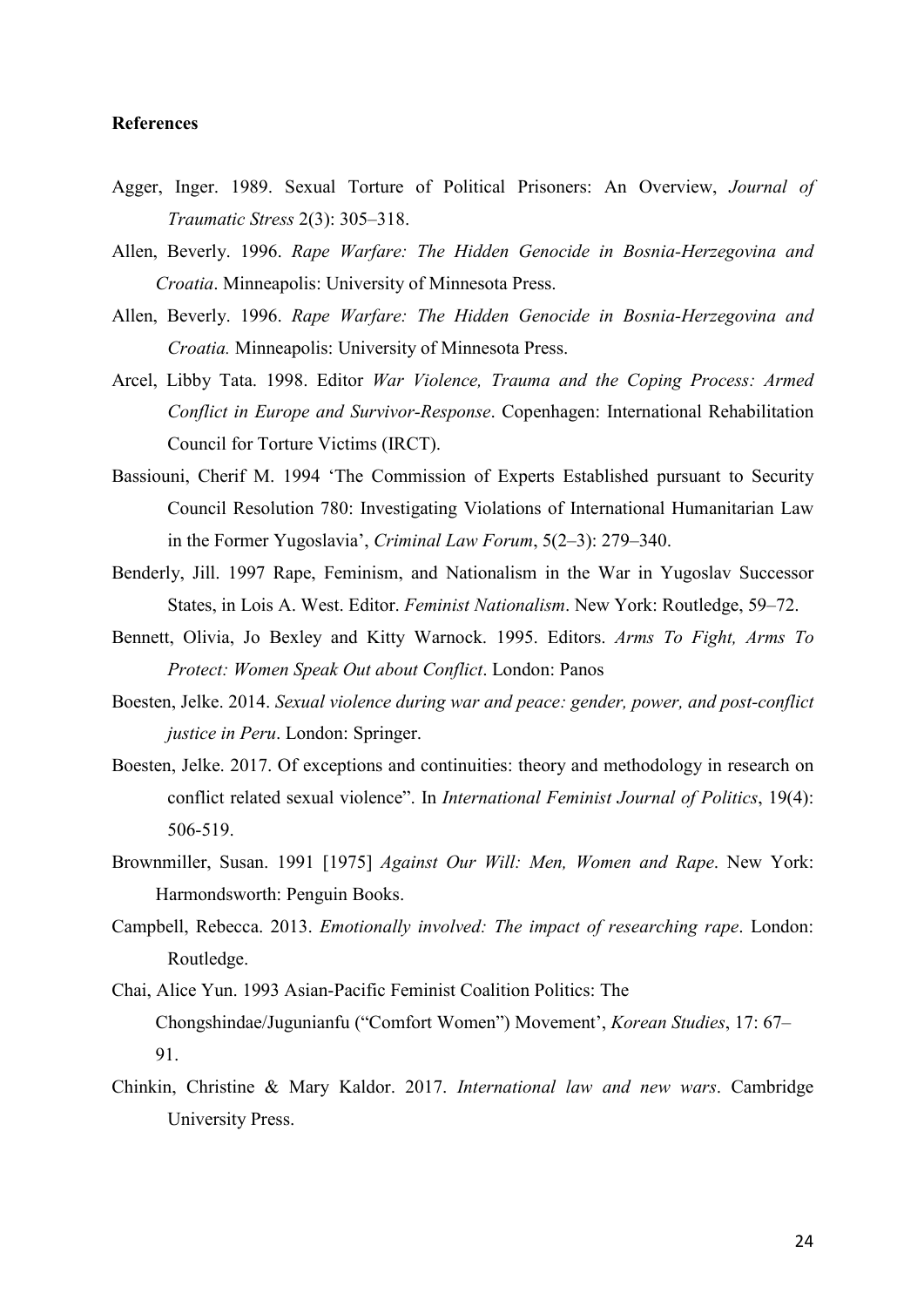**References**

Agger, Inger. 1989. Sexual Torture of Political Prisoners: An Overview, *Journal of Traumatic Stress* 2(3): 305–318.

Allen, Beverly. 1996. *Rape Warfare: The Hidden Genocide in Bosnia-Herzegovina and Croatia*. Minneapolis: University of Minnesota Press.

Allen, Beverly. 1996. *Rape Warfare: The Hidden Genocide in Bosnia-Herzegovina and Croatia.* Minneapolis: University of Minnesota Press.

Arcel, Libby Tata. 1998. Editor *War Violence, Trauma and the Coping Process: Armed Conflict in Europe and Survivor-Response*. Copenhagen: International Rehabilitation Council for Torture Victims (IRCT).

Bassiouni, Cherif M. 1994 'The Commission of Experts Established pursuant to Security Council Resolution 780: Investigating Violations of International Humanitarian Law in the Former Yugoslavia', *Criminal Law Forum*, 5(2–3): 279–340.

Benderly, Jill. 1997 Rape, Feminism, and Nationalism in the War in Yugoslav Successor States, in Lois A. West. Editor. *Feminist Nationalism*. New York: Routledge, 59–72.

Bennett, Olivia, Jo Bexley and Kitty Warnock. 1995. Editors. *Arms To Fight, Arms To Protect: Women Speak Out about Conflict*. London: Panos

Boesten, Jelke. 2014. *Sexual violence during war and peace: gender, power, and post-conflict justice in Peru*. London: Springer.

Boesten, Jelke. 2017. Of exceptions and continuities: theory and methodology in research on conflict related sexual violence". In *International Feminist Journal of Politics*, 19(4): 506-519.

Brownmiller, Susan. 1991 [1975] *Against Our Will: Men, Women and Rape*. New York: Harmondsworth: Penguin Books.

Campbell, Rebecca. 2013. *Emotionally involved: The impact of researching rape*. London: Routledge.

Chai, Alice Yun. 1993 Asian-Pacific Feminist Coalition Politics: The Chongshindae/Jugunianfu ("Comfort Women") Movement', *Korean Studies*, 17: 67–91.

Chinkin, Christine & Mary Kaldor. 2017. *International law and new wars*. Cambridge University Press.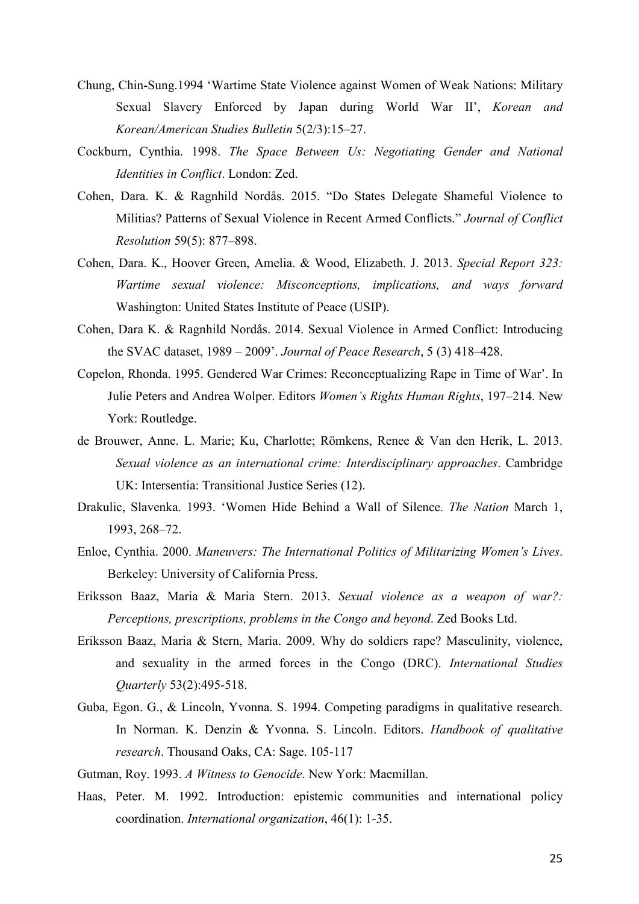Chung, Chin-Sung.1994 'Wartime State Violence against Women of Weak Nations: Military Sexual Slavery Enforced by Japan during World War II', *Korean and Korean/American Studies Bulletin* 5(2/3):15–27.

Cockburn, Cynthia. 1998. *The Space Between Us: Negotiating Gender and National Identities in Conflict*. London: Zed.

Cohen, Dara. K. & Ragnhild Nordås. 2015. "Do States Delegate Shameful Violence to Militias? Patterns of Sexual Violence in Recent Armed Conflicts." *Journal of Conflict Resolution* 59(5): 877–898.

Cohen, Dara. K., Hoover Green, Amelia. & Wood, Elizabeth. J. 2013. *Special Report 323: Wartime sexual violence: Misconceptions, implications, and ways forward* Washington: United States Institute of Peace (USIP).

Cohen, Dara K. & Ragnhild Nordås. 2014. Sexual Violence in Armed Conflict: Introducing the SVAC dataset, 1989 – 2009'. *Journal of Peace Research*, 5 (3) 418–428.

Copelon, Rhonda. 1995. Gendered War Crimes: Reconceptualizing Rape in Time of War'. In Julie Peters and Andrea Wolper. Editors *Women's Rights Human Rights*, 197–214. New York: Routledge.

de Brouwer, Anne. L. Marie; Ku, Charlotte; Römkens, Renee & Van den Herik, L. 2013. *Sexual violence as an international crime: Interdisciplinary approaches*. Cambridge UK: Intersentia: Transitional Justice Series (12).

Drakulic, Slavenka. 1993. 'Women Hide Behind a Wall of Silence. *The Nation* March 1, 1993, 268–72.

Enloe, Cynthia. 2000. *Maneuvers: The International Politics of Militarizing Women's Lives*. Berkeley: University of California Press.

Eriksson Baaz, Maria & Maria Stern. 2013. *Sexual violence as a weapon of war?: Perceptions, prescriptions, problems in the Congo and beyond*. Zed Books Ltd.

Eriksson Baaz, Maria & Stern, Maria. 2009. Why do soldiers rape? Masculinity, violence, and sexuality in the armed forces in the Congo (DRC). *International Studies Quarterly* 53(2):495-518.

Guba, Egon. G., & Lincoln, Yvonna. S. 1994. Competing paradigms in qualitative research. In Norman. K. Denzin & Yvonna. S. Lincoln. Editors. *Handbook of qualitative research*. Thousand Oaks, CA: Sage. 105-117

Gutman, Roy. 1993. *A Witness to Genocide*. New York: Macmillan.

Haas, Peter. M. 1992. Introduction: epistemic communities and international policy coordination. *International organization*, 46(1): 1-35.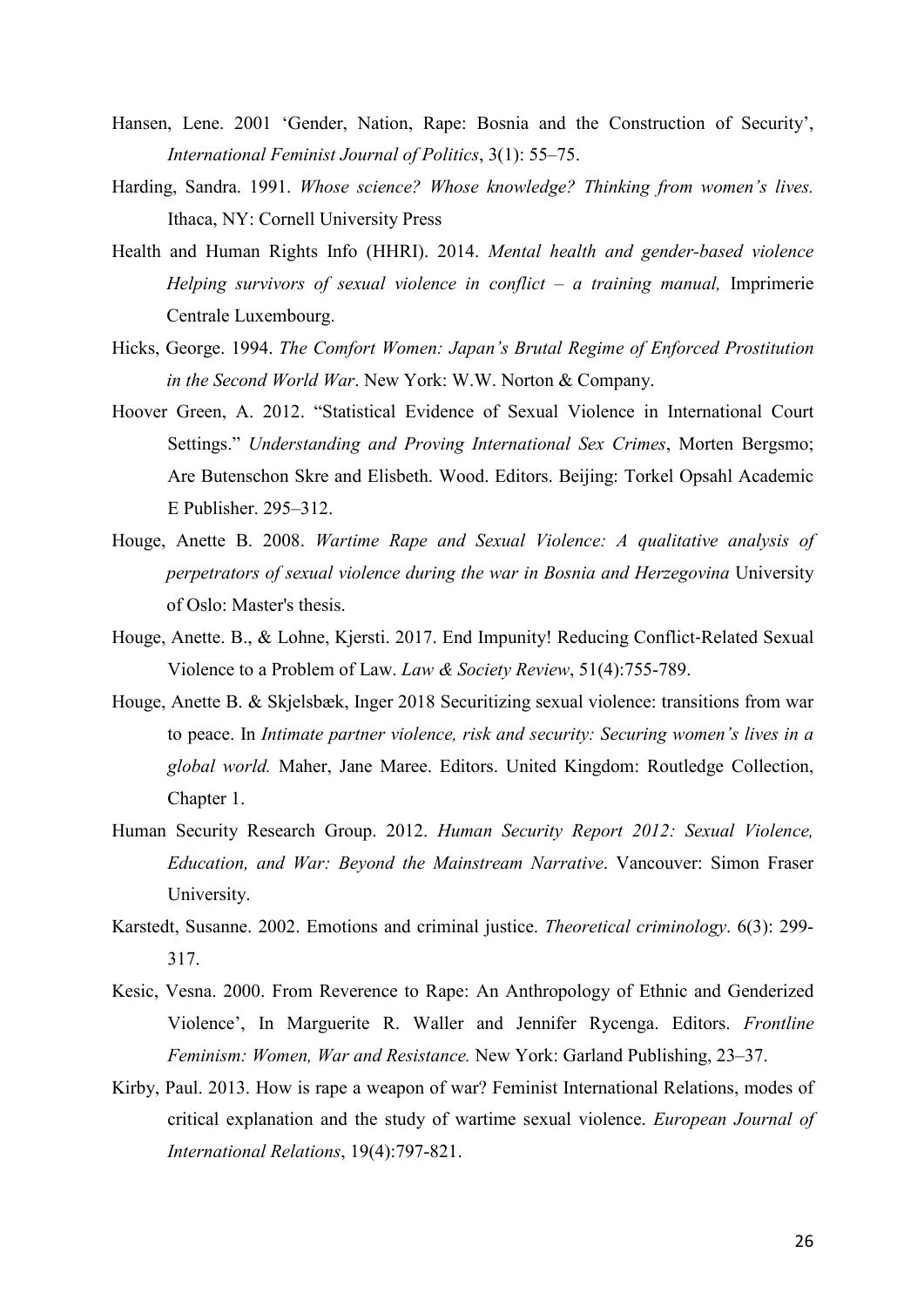Hansen, Lene. 2001 'Gender, Nation, Rape: Bosnia and the Construction of Security', *International Feminist Journal of Politics*, 3(1): 55–75.

Harding, Sandra. 1991. *Whose science? Whose knowledge? Thinking from women's lives.* Ithaca, NY: Cornell University Press

Health and Human Rights Info (HHRI). 2014. *Mental health and gender-based violence Helping survivors of sexual violence in conflict – a training manual,* Imprimerie Centrale Luxembourg.

Hicks, George. 1994. *The Comfort Women: Japan's Brutal Regime of Enforced Prostitution in the Second World War*. New York: W.W. Norton & Company.

Hoover Green, A. 2012. "Statistical Evidence of Sexual Violence in International Court Settings." *Understanding and Proving International Sex Crimes*, Morten Bergsmo; Are Butenschon Skre and Elisbeth. Wood. Editors. Beijing: Torkel Opsahl Academic E Publisher. 295–312.

Houge, Anette B. 2008. *Wartime Rape and Sexual Violence: A qualitative analysis of perpetrators of sexual violence during the war in Bosnia and Herzegovina* University of Oslo: Master's thesis.

Houge, Anette. B., & Lohne, Kjersti. 2017. End Impunity! Reducing Conflict-Related Sexual Violence to a Problem of Law. *Law & Society Review*, 51(4):755-789.

Houge, Anette B. & Skjelsbæk, Inger 2018 Securitizing sexual violence: transitions from war to peace. In *Intimate partner violence, risk and security: Securing women's lives in a global world.* Maher, Jane Maree. Editors. United Kingdom: Routledge Collection, Chapter 1.

Human Security Research Group. 2012. *Human Security Report 2012: Sexual Violence, Education, and War: Beyond the Mainstream Narrative*. Vancouver: Simon Fraser University.

Karstedt, Susanne. 2002. Emotions and criminal justice. *Theoretical criminology*. 6(3): 299-317.

Kesic, Vesna. 2000. From Reverence to Rape: An Anthropology of Ethnic and Genderized Violence', In Marguerite R. Waller and Jennifer Rycenga. Editors. *Frontline Feminism: Women, War and Resistance.* New York: Garland Publishing, 23–37.

Kirby, Paul. 2013. How is rape a weapon of war? Feminist International Relations, modes of critical explanation and the study of wartime sexual violence. *European Journal of International Relations*, 19(4):797-821.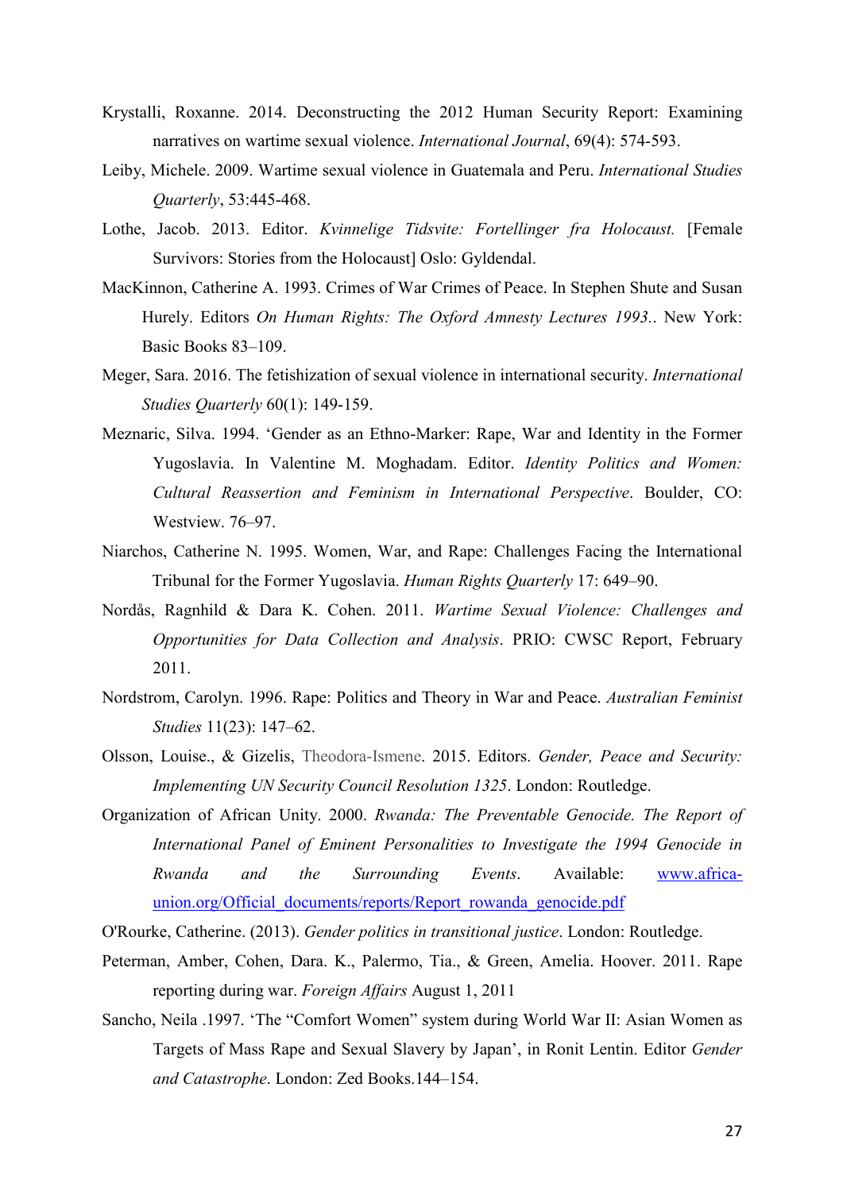Krystalli, Roxanne. 2014. Deconstructing the 2012 Human Security Report: Examining narratives on wartime sexual violence. *International Journal*, 69(4): 574-593.

Leiby, Michele. 2009. Wartime sexual violence in Guatemala and Peru. *International Studies Quarterly*, 53:445-468.

Lothe, Jacob. 2013. Editor. *Kvinnelige Tidsvite: Fortellinger fra Holocaust.* [Female Survivors: Stories from the Holocaust] Oslo: Gyldendal.

MacKinnon, Catherine A. 1993. Crimes of War Crimes of Peace. In Stephen Shute and Susan Hurely. Editors *On Human Rights: The Oxford Amnesty Lectures 1993.*. New York: Basic Books 83–109.

Meger, Sara. 2016. The fetishization of sexual violence in international security. *International Studies Quarterly* 60(1): 149-159.

Meznaric, Silva. 1994. 'Gender as an Ethno-Marker: Rape, War and Identity in the Former Yugoslavia. In Valentine M. Moghadam. Editor. *Identity Politics and Women: Cultural Reassertion and Feminism in International Perspective*. Boulder, CO: Westview. 76–97.

Niarchos, Catherine N. 1995. Women, War, and Rape: Challenges Facing the International Tribunal for the Former Yugoslavia. *Human Rights Quarterly* 17: 649–90.

Nordås, Ragnhild & Dara K. Cohen. 2011. *Wartime Sexual Violence: Challenges and Opportunities for Data Collection and Analysis*. PRIO: CWSC Report, February 2011.

Nordstrom, Carolyn. 1996. Rape: Politics and Theory in War and Peace. *Australian Feminist Studies* 11(23): 147–62.

Olsson, Louise., & Gizelis, Theodora-Ismene. 2015. Editors. *Gender, Peace and Security: Implementing UN Security Council Resolution 1325*. London: Routledge.

Organization of African Unity. 2000. *Rwanda: The Preventable Genocide. The Report of International Panel of Eminent Personalities to Investigate the 1994 Genocide in Rwanda and the Surrounding Events*. Available: www.africa-union.org/Official_documents/reports/Report_rowanda_genocide.pdf

O'Rourke, Catherine. (2013). *Gender politics in transitional justice*. London: Routledge.

Peterman, Amber, Cohen, Dara. K., Palermo, Tia., & Green, Amelia. Hoover. 2011. Rape reporting during war. *Foreign Affairs* August 1, 2011

Sancho, Neila .1997. 'The "Comfort Women" system during World War II: Asian Women as Targets of Mass Rape and Sexual Slavery by Japan', in Ronit Lentin. Editor *Gender and Catastrophe*. London: Zed Books.144–154.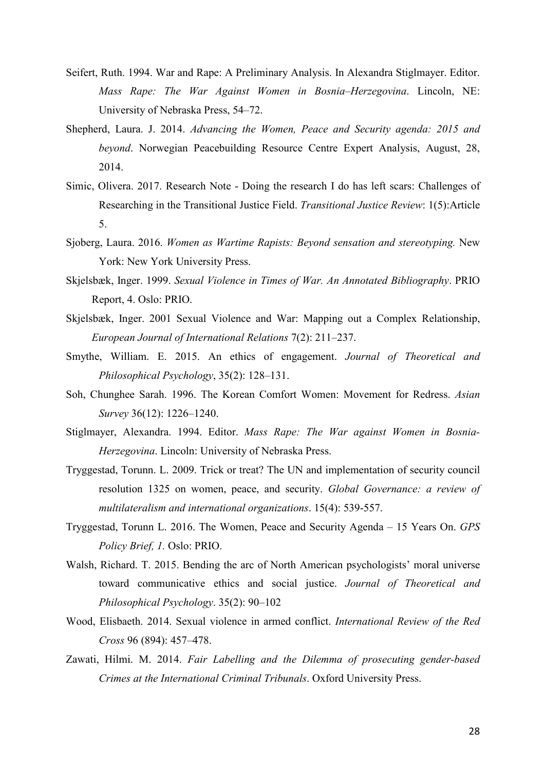Seifert, Ruth. 1994. War and Rape: A Preliminary Analysis. In Alexandra Stiglmayer. Editor. *Mass Rape: The War Against Women in Bosnia–Herzegovina*. Lincoln, NE: University of Nebraska Press, 54–72.

Shepherd, Laura. J. 2014. *Advancing the Women, Peace and Security agenda: 2015 and beyond*. Norwegian Peacebuilding Resource Centre Expert Analysis, August, 28, 2014.

Simic, Olivera. 2017. Research Note - Doing the research I do has left scars: Challenges of Researching in the Transitional Justice Field. *Transitional Justice Review*: 1(5):Article 5.

Sjoberg, Laura. 2016. *Women as Wartime Rapists: Beyond sensation and stereotyping.* New York: New York University Press.

Skjelsbæk, Inger. 1999. *Sexual Violence in Times of War. An Annotated Bibliography*. PRIO Report, 4. Oslo: PRIO.

Skjelsbæk, Inger. 2001 Sexual Violence and War: Mapping out a Complex Relationship, *European Journal of International Relations* 7(2): 211–237.

Smythe, William. E. 2015. An ethics of engagement. *Journal of Theoretical and Philosophical Psychology*, 35(2): 128–131.

Soh, Chunghee Sarah. 1996. The Korean Comfort Women: Movement for Redress. *Asian Survey* 36(12): 1226–1240.

Stiglmayer, Alexandra. 1994. Editor. *Mass Rape: The War against Women in Bosnia-Herzegovina*. Lincoln: University of Nebraska Press.

Tryggestad, Torunn. L. 2009. Trick or treat? The UN and implementation of security council resolution 1325 on women, peace, and security. *Global Governance: a review of multilateralism and international organizations*. 15(4): 539-557.

Tryggestad, Torunn L. 2016. The Women, Peace and Security Agenda – 15 Years On. *GPS Policy Brief, 1.* Oslo: PRIO.

Walsh, Richard. T. 2015. Bending the arc of North American psychologists' moral universe toward communicative ethics and social justice. *Journal of Theoretical and Philosophical Psychology*. 35(2): 90–102

Wood, Elisbaeth. 2014. Sexual violence in armed conflict. *International Review of the Red Cross* 96 (894): 457–478.

Zawati, Hilmi. M. 2014. *Fair Labelling and the Dilemma of prosecuting gender-based Crimes at the International Criminal Tribunals*. Oxford University Press.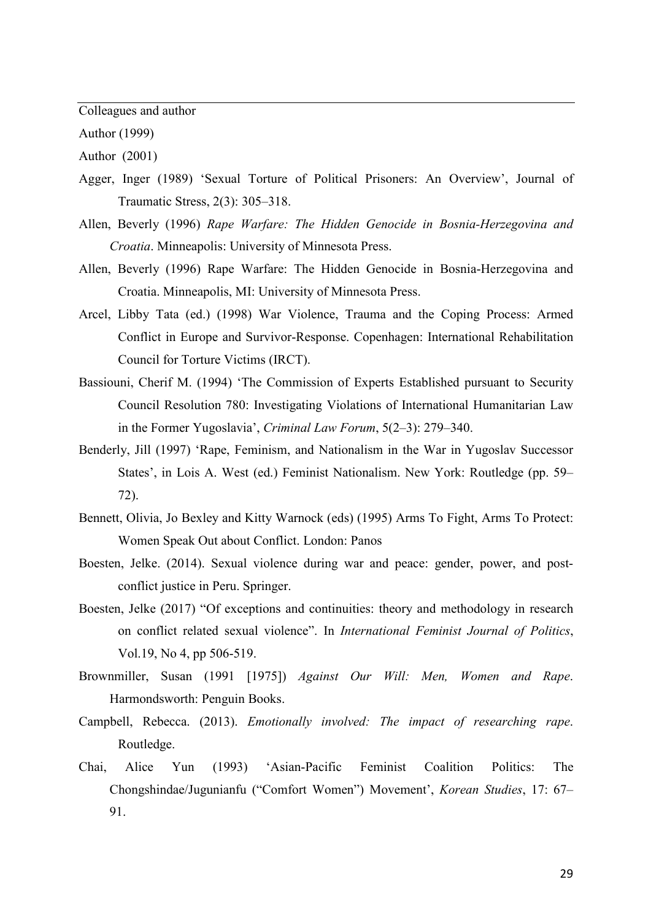Colleagues and author

Author (1999)

Author (2001)

Agger, Inger (1989) 'Sexual Torture of Political Prisoners: An Overview', Journal of Traumatic Stress, 2(3): 305–318.

Allen, Beverly (1996) *Rape Warfare: The Hidden Genocide in Bosnia-Herzegovina and Croatia*. Minneapolis: University of Minnesota Press.

Allen, Beverly (1996) Rape Warfare: The Hidden Genocide in Bosnia-Herzegovina and Croatia. Minneapolis, MI: University of Minnesota Press.

Arcel, Libby Tata (ed.) (1998) War Violence, Trauma and the Coping Process: Armed Conflict in Europe and Survivor-Response. Copenhagen: International Rehabilitation Council for Torture Victims (IRCT).

Bassiouni, Cherif M. (1994) 'The Commission of Experts Established pursuant to Security Council Resolution 780: Investigating Violations of International Humanitarian Law in the Former Yugoslavia', *Criminal Law Forum*, 5(2–3): 279–340.

Benderly, Jill (1997) 'Rape, Feminism, and Nationalism in the War in Yugoslav Successor States', in Lois A. West (ed.) Feminist Nationalism. New York: Routledge (pp. 59–72).

Bennett, Olivia, Jo Bexley and Kitty Warnock (eds) (1995) Arms To Fight, Arms To Protect: Women Speak Out about Conflict. London: Panos

Boesten, Jelke. (2014). Sexual violence during war and peace: gender, power, and post-conflict justice in Peru. Springer.

Boesten, Jelke (2017) "Of exceptions and continuities: theory and methodology in research on conflict related sexual violence". In *International Feminist Journal of Politics*, Vol.19, No 4, pp 506-519.

Brownmiller, Susan (1991 [1975]) *Against Our Will: Men, Women and Rape*. Harmondsworth: Penguin Books.

Campbell, Rebecca. (2013). *Emotionally involved: The impact of researching rape*. Routledge.

Chai, Alice Yun (1993) 'Asian-Pacific Feminist Coalition Politics: The Chongshindae/Jugunianfu ("Comfort Women") Movement', *Korean Studies*, 17: 67–91.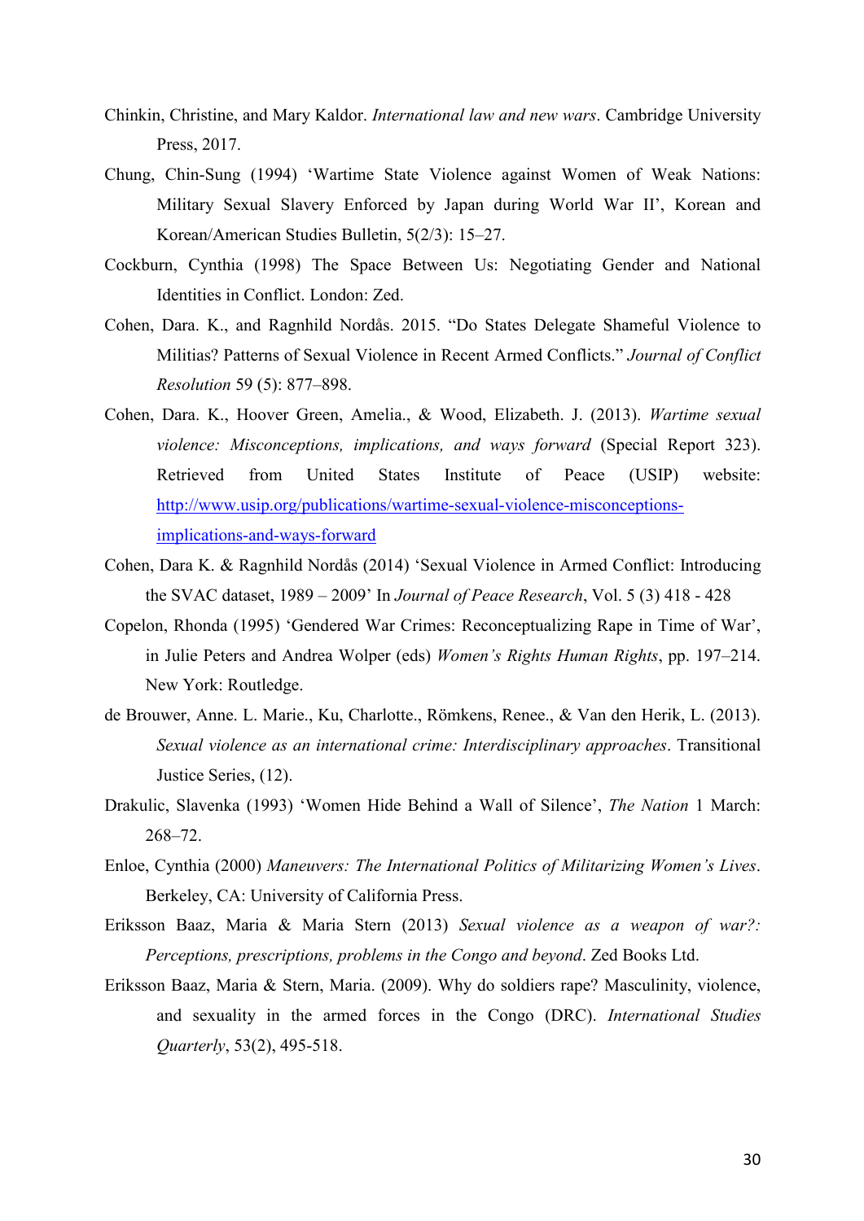Chinkin, Christine, and Mary Kaldor. *International law and new wars*. Cambridge University Press, 2017.

Chung, Chin-Sung (1994) 'Wartime State Violence against Women of Weak Nations: Military Sexual Slavery Enforced by Japan during World War II', Korean and Korean/American Studies Bulletin, 5(2/3): 15–27.

Cockburn, Cynthia (1998) The Space Between Us: Negotiating Gender and National Identities in Conflict. London: Zed.

Cohen, Dara. K., and Ragnhild Nordås. 2015. "Do States Delegate Shameful Violence to Militias? Patterns of Sexual Violence in Recent Armed Conflicts." *Journal of Conflict Resolution* 59 (5): 877–898.

Cohen, Dara. K., Hoover Green, Amelia., & Wood, Elizabeth. J. (2013). *Wartime sexual violence: Misconceptions, implications, and ways forward* (Special Report 323). Retrieved from United States Institute of Peace (USIP) website: [http://www.usip.org/publications/wartime-sexual-violence-misconceptions-implications-and-ways-forward](http://www.usip.org/publications/wartime-sexual-violence-misconceptions-implications-and-ways-forward)

Cohen, Dara K. & Ragnhild Nordås (2014) 'Sexual Violence in Armed Conflict: Introducing the SVAC dataset, 1989 – 2009' In *Journal of Peace Research*, Vol. 5 (3) 418 - 428

Copelon, Rhonda (1995) 'Gendered War Crimes: Reconceptualizing Rape in Time of War', in Julie Peters and Andrea Wolper (eds) *Women's Rights Human Rights*, pp. 197–214. New York: Routledge.

de Brouwer, Anne. L. Marie., Ku, Charlotte., Römkens, Renee., & Van den Herik, L. (2013). *Sexual violence as an international crime: Interdisciplinary approaches*. Transitional Justice Series, (12).

Drakulic, Slavenka (1993) 'Women Hide Behind a Wall of Silence', *The Nation* 1 March: 268–72.

Enloe, Cynthia (2000) *Maneuvers: The International Politics of Militarizing Women's Lives*. Berkeley, CA: University of California Press.

Eriksson Baaz, Maria & Maria Stern (2013) *Sexual violence as a weapon of war?: Perceptions, prescriptions, problems in the Congo and beyond*. Zed Books Ltd.

Eriksson Baaz, Maria & Stern, Maria. (2009). Why do soldiers rape? Masculinity, violence, and sexuality in the armed forces in the Congo (DRC). *International Studies Quarterly*, 53(2), 495-518.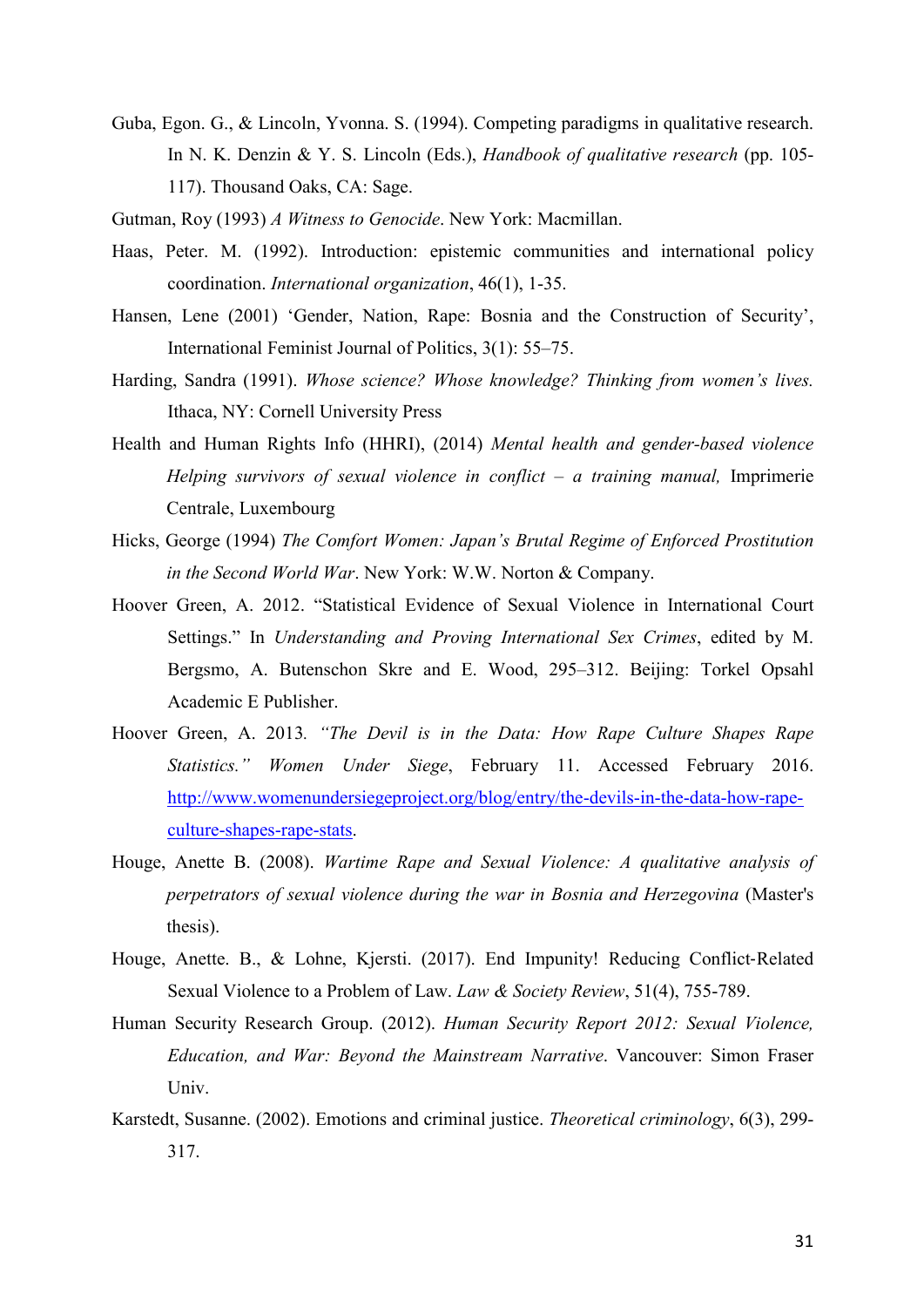Guba, Egon. G., & Lincoln, Yvonna. S. (1994). Competing paradigms in qualitative research. In N. K. Denzin & Y. S. Lincoln (Eds.), *Handbook of qualitative research* (pp. 105-117). Thousand Oaks, CA: Sage.

Gutman, Roy (1993) *A Witness to Genocide*. New York: Macmillan.

Haas, Peter. M. (1992). Introduction: epistemic communities and international policy coordination. *International organization*, 46(1), 1-35.

Hansen, Lene (2001) 'Gender, Nation, Rape: Bosnia and the Construction of Security', International Feminist Journal of Politics, 3(1): 55–75.

Harding, Sandra (1991). *Whose science? Whose knowledge? Thinking from women's lives.* Ithaca, NY: Cornell University Press

Health and Human Rights Info (HHRI), (2014) *Mental health and gender-based violence Helping survivors of sexual violence in conflict – a training manual,* Imprimerie Centrale, Luxembourg

Hicks, George (1994) *The Comfort Women: Japan's Brutal Regime of Enforced Prostitution in the Second World War*. New York: W.W. Norton & Company.

Hoover Green, A. 2012. "Statistical Evidence of Sexual Violence in International Court Settings." In *Understanding and Proving International Sex Crimes*, edited by M. Bergsmo, A. Butenschon Skre and E. Wood, 295–312. Beijing: Torkel Opsahl Academic E Publisher.

Hoover Green, A. 2013*. "The Devil is in the Data: How Rape Culture Shapes Rape Statistics." Women Under Siege*, February 11. Accessed February 2016. [http://www.womenundersiegeproject.org/blog/entry/the-devils-in-the-data-how-rape-culture-shapes-rape-stats](http://www.womenundersiegeproject.org/blog/entry/the-devils-in-the-data-how-rape-culture-shapes-rape-stats).

Houge, Anette B. (2008). *Wartime Rape and Sexual Violence: A qualitative analysis of perpetrators of sexual violence during the war in Bosnia and Herzegovina* (Master's thesis).

Houge, Anette. B., & Lohne, Kjersti. (2017). End Impunity! Reducing Conflict-Related Sexual Violence to a Problem of Law. *Law & Society Review*, 51(4), 755-789.

Human Security Research Group. (2012). *Human Security Report 2012: Sexual Violence, Education, and War: Beyond the Mainstream Narrative*. Vancouver: Simon Fraser Univ.

Karstedt, Susanne. (2002). Emotions and criminal justice. *Theoretical criminology*, 6(3), 299-317.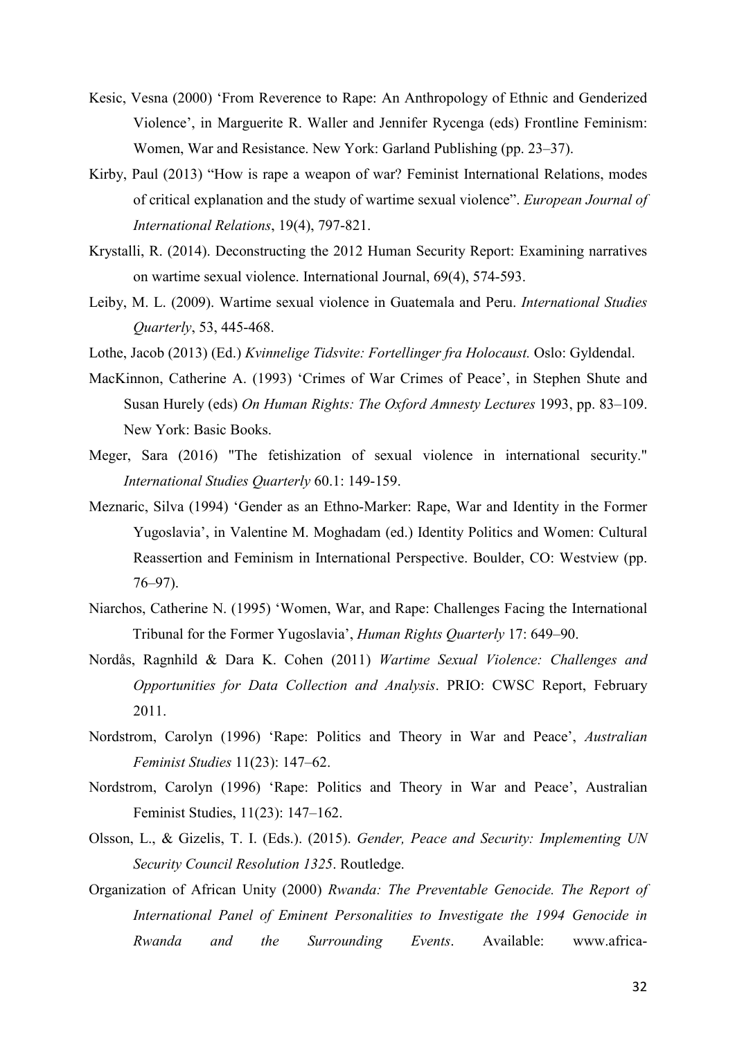Kesic, Vesna (2000) 'From Reverence to Rape: An Anthropology of Ethnic and Genderized Violence', in Marguerite R. Waller and Jennifer Rycenga (eds) Frontline Feminism: Women, War and Resistance. New York: Garland Publishing (pp. 23–37).

Kirby, Paul (2013) "How is rape a weapon of war? Feminist International Relations, modes of critical explanation and the study of wartime sexual violence". *European Journal of International Relations*, 19(4), 797-821.

Krystalli, R. (2014). Deconstructing the 2012 Human Security Report: Examining narratives on wartime sexual violence. International Journal, 69(4), 574-593.

Leiby, M. L. (2009). Wartime sexual violence in Guatemala and Peru. *International Studies Quarterly*, 53, 445-468.

Lothe, Jacob (2013) (Ed.) *Kvinnelige Tidsvite: Fortellinger fra Holocaust.* Oslo: Gyldendal.

MacKinnon, Catherine A. (1993) 'Crimes of War Crimes of Peace', in Stephen Shute and Susan Hurely (eds) *On Human Rights: The Oxford Amnesty Lectures* 1993, pp. 83–109. New York: Basic Books.

Meger, Sara (2016) "The fetishization of sexual violence in international security." *International Studies Quarterly* 60.1: 149-159.

Meznaric, Silva (1994) 'Gender as an Ethno-Marker: Rape, War and Identity in the Former Yugoslavia', in Valentine M. Moghadam (ed.) Identity Politics and Women: Cultural Reassertion and Feminism in International Perspective. Boulder, CO: Westview (pp. 76–97).

Niarchos, Catherine N. (1995) 'Women, War, and Rape: Challenges Facing the International Tribunal for the Former Yugoslavia', *Human Rights Quarterly* 17: 649–90.

Nordås, Ragnhild & Dara K. Cohen (2011) *Wartime Sexual Violence: Challenges and Opportunities for Data Collection and Analysis*. PRIO: CWSC Report, February 2011.

Nordstrom, Carolyn (1996) 'Rape: Politics and Theory in War and Peace', *Australian Feminist Studies* 11(23): 147–62.

Nordstrom, Carolyn (1996) 'Rape: Politics and Theory in War and Peace', Australian Feminist Studies, 11(23): 147–162.

Olsson, L., & Gizelis, T. I. (Eds.). (2015). *Gender, Peace and Security: Implementing UN Security Council Resolution 1325*. Routledge.

Organization of African Unity (2000) *Rwanda: The Preventable Genocide. The Report of International Panel of Eminent Personalities to Investigate the 1994 Genocide in Rwanda and the Surrounding Events*. Available: www.africa-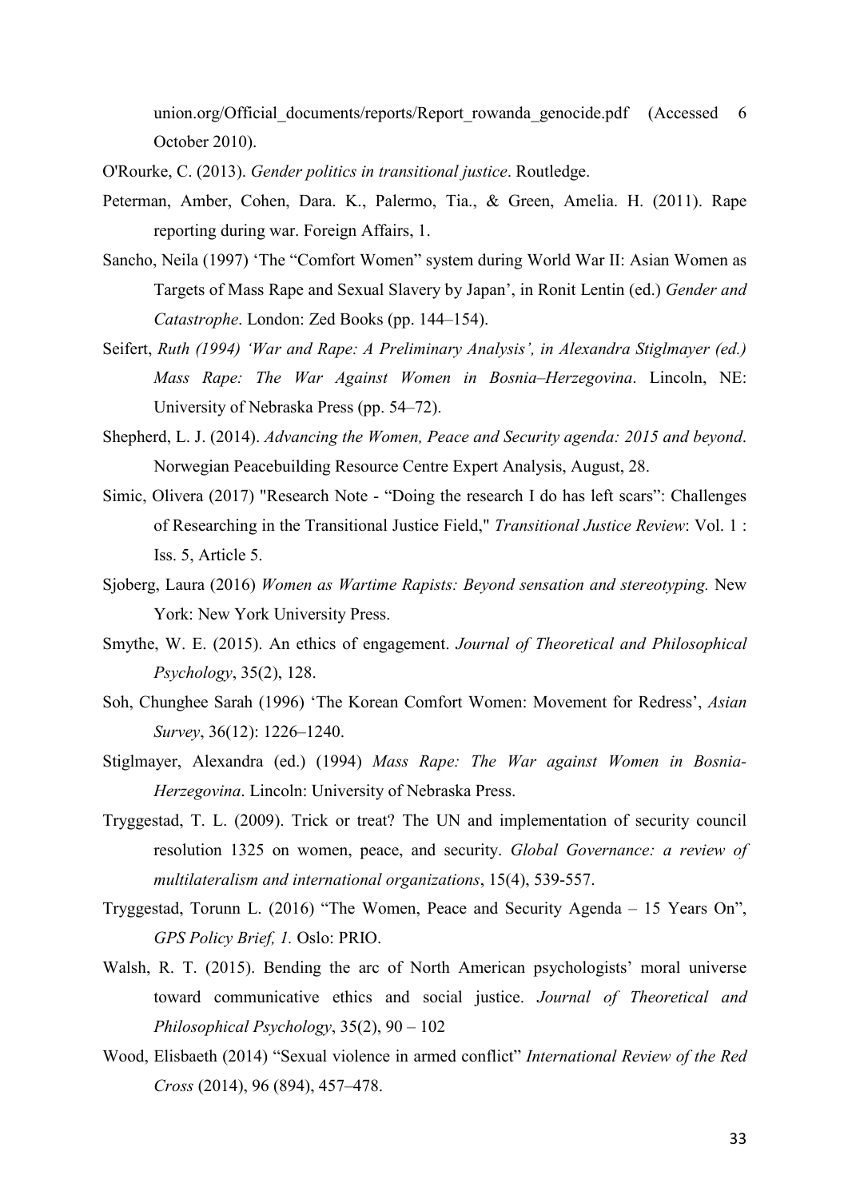union.org/Official_documents/reports/Report_rowanda_genocide.pdf (Accessed 6 October 2010).

O'Rourke, C. (2013). *Gender politics in transitional justice*. Routledge.

Peterman, Amber, Cohen, Dara. K., Palermo, Tia., & Green, Amelia. H. (2011). Rape reporting during war. Foreign Affairs, 1.

Sancho, Neila (1997) 'The "Comfort Women" system during World War II: Asian Women as Targets of Mass Rape and Sexual Slavery by Japan', in Ronit Lentin (ed.) *Gender and Catastrophe*. London: Zed Books (pp. 144–154).

Seifert, *Ruth (1994) 'War and Rape: A Preliminary Analysis', in Alexandra Stiglmayer (ed.) Mass Rape: The War Against Women in Bosnia–Herzegovina*. Lincoln, NE: University of Nebraska Press (pp. 54–72).

Shepherd, L. J. (2014). *Advancing the Women, Peace and Security agenda: 2015 and beyond*. Norwegian Peacebuilding Resource Centre Expert Analysis, August, 28.

Simic, Olivera (2017) "Research Note - "Doing the research I do has left scars": Challenges of Researching in the Transitional Justice Field," *Transitional Justice Review*: Vol. 1 : Iss. 5, Article 5.

Sjoberg, Laura (2016) *Women as Wartime Rapists: Beyond sensation and stereotyping.* New York: New York University Press.

Smythe, W. E. (2015). An ethics of engagement. *Journal of Theoretical and Philosophical Psychology*, 35(2), 128.

Soh, Chunghee Sarah (1996) 'The Korean Comfort Women: Movement for Redress', *Asian Survey*, 36(12): 1226–1240.

Stiglmayer, Alexandra (ed.) (1994) *Mass Rape: The War against Women in Bosnia-Herzegovina*. Lincoln: University of Nebraska Press.

Tryggestad, T. L. (2009). Trick or treat? The UN and implementation of security council resolution 1325 on women, peace, and security. *Global Governance: a review of multilateralism and international organizations*, 15(4), 539-557.

Tryggestad, Torunn L. (2016) "The Women, Peace and Security Agenda – 15 Years On", *GPS Policy Brief, 1.* Oslo: PRIO.

Walsh, R. T. (2015). Bending the arc of North American psychologists' moral universe toward communicative ethics and social justice. *Journal of Theoretical and Philosophical Psychology*, 35(2), 90 – 102

Wood, Elisbaeth (2014) "Sexual violence in armed conflict" *International Review of the Red Cross* (2014), 96 (894), 457–478.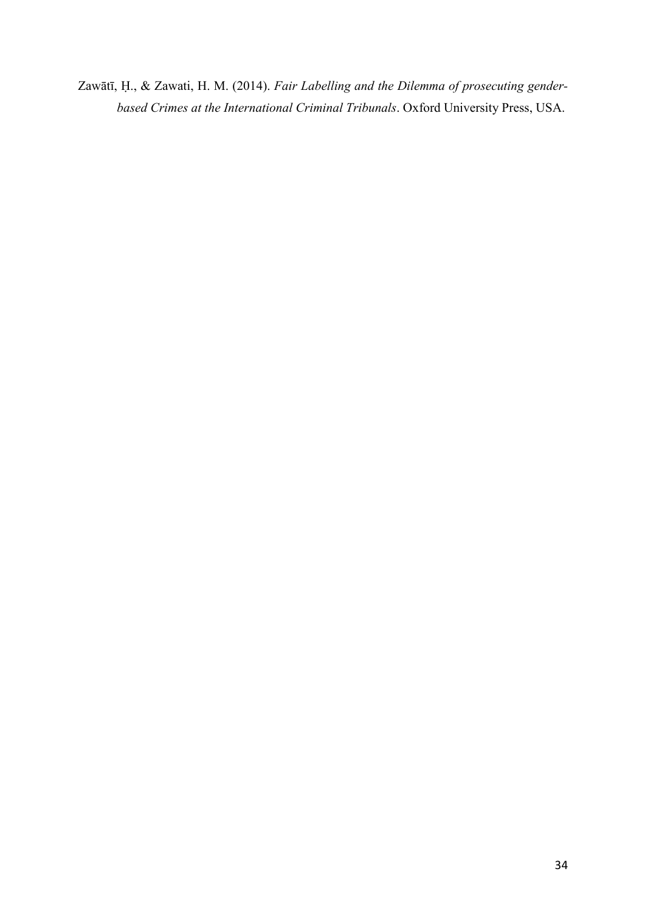Zawātī, Ḥ., & Zawati, H. M. (2014). *Fair Labelling and the Dilemma of prosecuting gender-based Crimes at the International Criminal Tribunals*. Oxford University Press, USA.